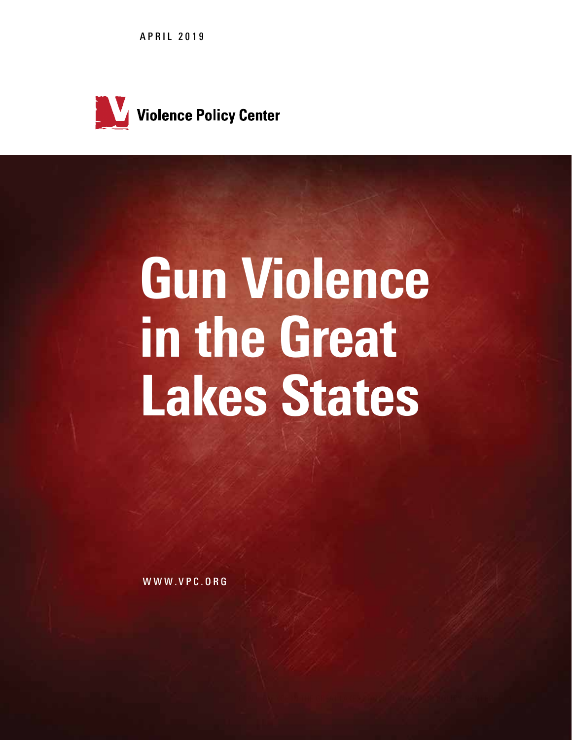APRIL 2019

Violence Policy Center

# Gun Violence in the Great Lakes States

WWW.VPC.ORG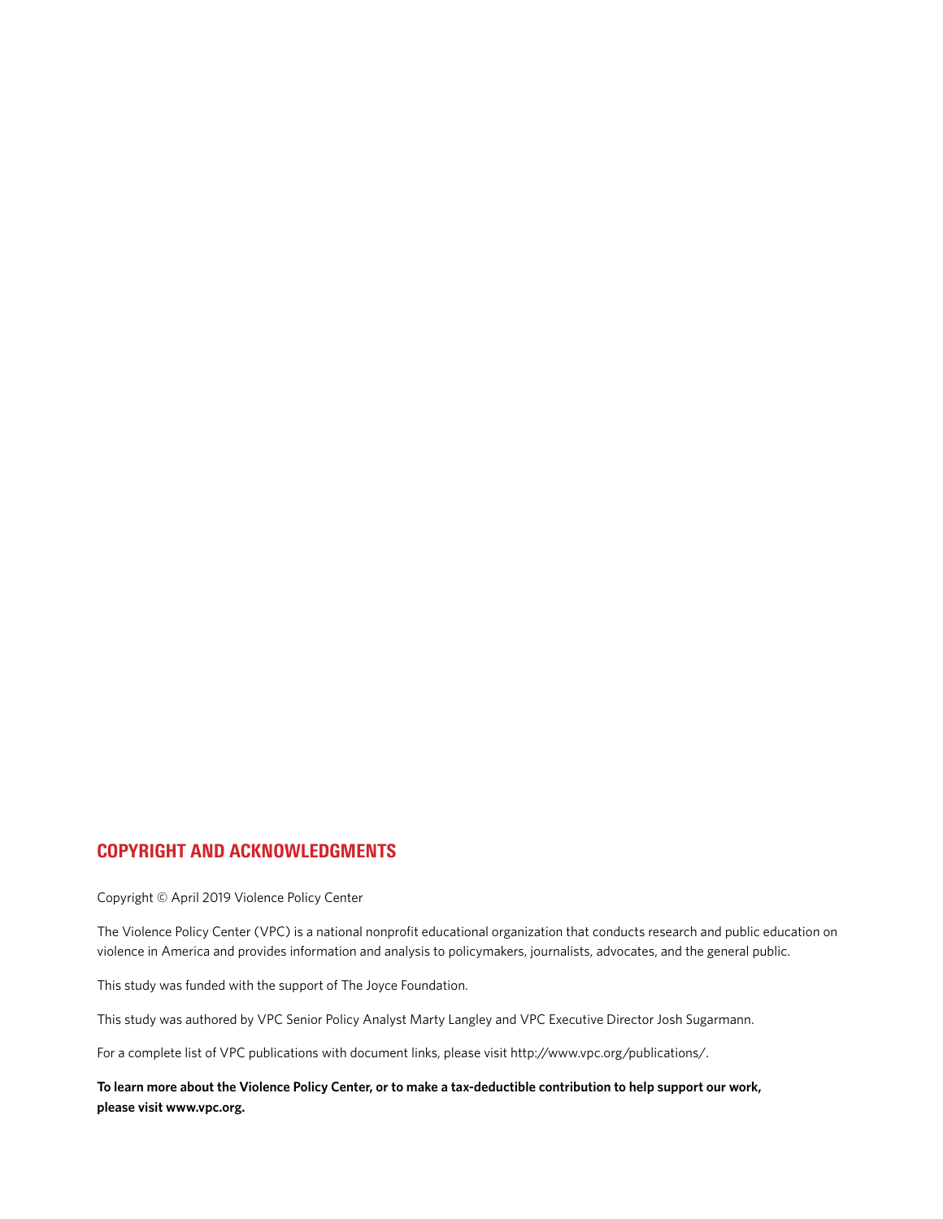## COPYRIGHT AND ACKNOWLEDGMENTS

Copyright © April 2019 Violence Policy Center

The Violence Policy Center (VPC) is a national nonprofit educational organization that conducts research and public education on violence in America and provides information and analysis to policymakers, journalists, advocates, and the general public.

This study was funded with the support of The Joyce Foundation.

This study was authored by VPC Senior Policy Analyst Marty Langley and VPC Executive Director Josh Sugarmann.

For a complete list of VPC publications with document links, please visit http://www.vpc.org/publications/.

**To learn more about the Violence Policy Center, or to make a tax-deductible contribution to help support our work, please visit www.vpc.org.**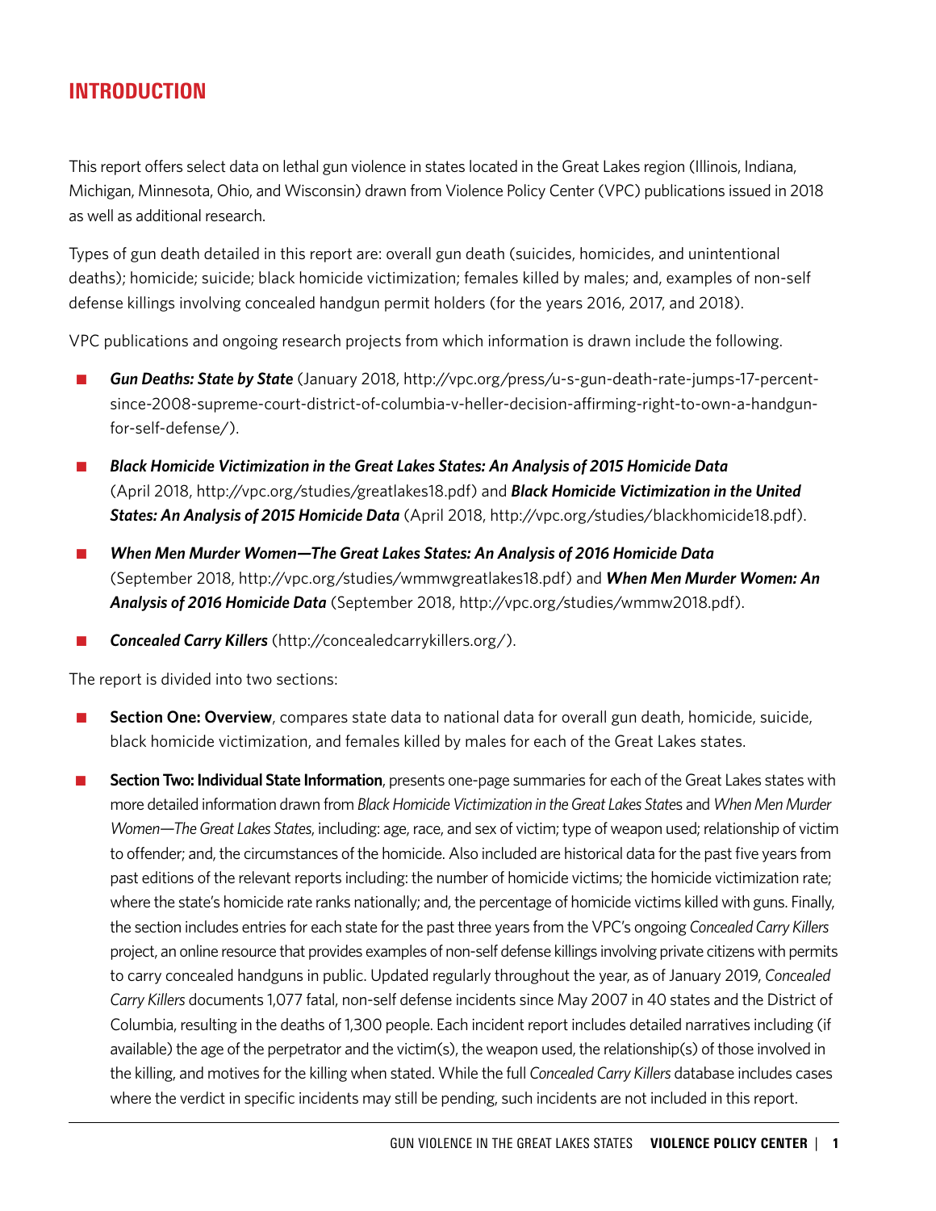## INTRODUCTION

This report offers select data on lethal gun violence in states located in the Great Lakes region (Illinois, Indiana, Michigan, Minnesota, Ohio, and Wisconsin) drawn from Violence Policy Center (VPC) publications issued in 2018 as well as additional research.

Types of gun death detailed in this report are: overall gun death (suicides, homicides, and unintentional deaths); homicide; suicide; black homicide victimization; females killed by males; and, examples of non-self defense killings involving concealed handgun permit holders (for the years 2016, 2017, and 2018).

VPC publications and ongoing research projects from which information is drawn include the following.

- ***Gun Deaths: State by State*** (January 2018, http://vpc.org/press/u-s-gun-death-rate-jumps-17-percent-since-2008-supreme-court-district-of-columbia-v-heller-decision-affirming-right-to-own-a-handgun-for-self-defense/).
- ***Black Homicide Victimization in the Great Lakes States: An Analysis of 2015 Homicide Data*** (April 2018, http://vpc.org/studies/greatlakes18.pdf) and ***Black Homicide Victimization in the United States: An Analysis of 2015 Homicide Data*** (April 2018, http://vpc.org/studies/blackhomicide18.pdf).
- ***When Men Murder Women—The Great Lakes States: An Analysis of 2016 Homicide Data*** (September 2018, http://vpc.org/studies/wmmwgreatlakes18.pdf) and ***When Men Murder Women: An Analysis of 2016 Homicide Data*** (September 2018, http://vpc.org/studies/wmmw2018.pdf).
- ***Concealed Carry Killers*** (http://concealedcarrykillers.org/).

The report is divided into two sections:

- **Section One: Overview**, compares state data to national data for overall gun death, homicide, suicide, black homicide victimization, and females killed by males for each of the Great Lakes states.
- **Section Two: Individual State Information**, presents one-page summaries for each of the Great Lakes states with more detailed information drawn from *Black Homicide Victimization in the Great Lakes States* and *When Men Murder Women—The Great Lakes States*, including: age, race, and sex of victim; type of weapon used; relationship of victim to offender; and, the circumstances of the homicide. Also included are historical data for the past five years from past editions of the relevant reports including: the number of homicide victims; the homicide victimization rate; where the state's homicide rate ranks nationally; and, the percentage of homicide victims killed with guns. Finally, the section includes entries for each state for the past three years from the VPC's ongoing *Concealed Carry Killers* project, an online resource that provides examples of non-self defense killings involving private citizens with permits to carry concealed handguns in public. Updated regularly throughout the year, as of January 2019, *Concealed Carry Killers* documents 1,077 fatal, non-self defense incidents since May 2007 in 40 states and the District of Columbia, resulting in the deaths of 1,300 people. Each incident report includes detailed narratives including (if available) the age of the perpetrator and the victim(s), the weapon used, the relationship(s) of those involved in the killing, and motives for the killing when stated. While the full *Concealed Carry Killers* database includes cases where the verdict in specific incidents may still be pending, such incidents are not included in this report.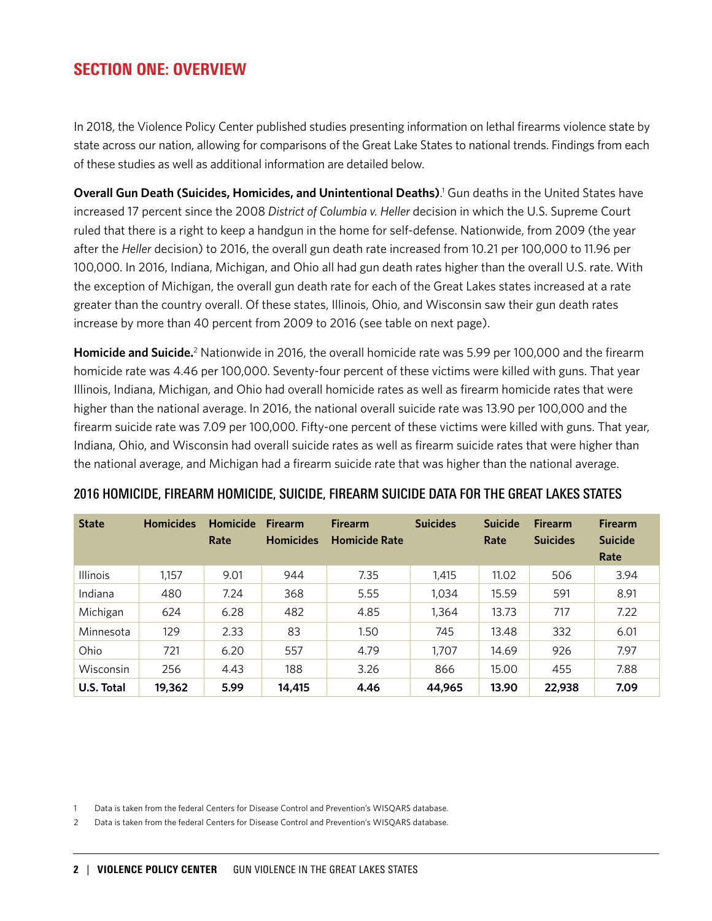## SECTION ONE: OVERVIEW

In 2018, the Violence Policy Center published studies presenting information on lethal firearms violence state by state across our nation, allowing for comparisons of the Great Lake States to national trends. Findings from each of these studies as well as additional information are detailed below.

**Overall Gun Death (Suicides, Homicides, and Unintentional Deaths).**[1] Gun deaths in the United States have increased 17 percent since the 2008 *District of Columbia v. Heller* decision in which the U.S. Supreme Court ruled that there is a right to keep a handgun in the home for self-defense. Nationwide, from 2009 (the year after the *Heller* decision) to 2016, the overall gun death rate increased from 10.21 per 100,000 to 11.96 per 100,000. In 2016, Indiana, Michigan, and Ohio all had gun death rates higher than the overall U.S. rate. With the exception of Michigan, the overall gun death rate for each of the Great Lakes states increased at a rate greater than the country overall. Of these states, Illinois, Ohio, and Wisconsin saw their gun death rates increase by more than 40 percent from 2009 to 2016 (see table on next page).

**Homicide and Suicide.**[2] Nationwide in 2016, the overall homicide rate was 5.99 per 100,000 and the firearm homicide rate was 4.46 per 100,000. Seventy-four percent of these victims were killed with guns. That year Illinois, Indiana, Michigan, and Ohio had overall homicide rates as well as firearm homicide rates that were higher than the national average. In 2016, the national overall suicide rate was 13.90 per 100,000 and the firearm suicide rate was 7.09 per 100,000. Fifty-one percent of these victims were killed with guns. That year, Indiana, Ohio, and Wisconsin had overall suicide rates as well as firearm suicide rates that were higher than the national average, and Michigan had a firearm suicide rate that was higher than the national average.

### 2016 HOMICIDE, FIREARM HOMICIDE, SUICIDE, FIREARM SUICIDE DATA FOR THE GREAT LAKES STATES

| State | Homicides | Homicide Rate | Firearm Homicides | Firearm Homicide Rate | Suicides | Suicide Rate | Firearm Suicides | Firearm Suicide Rate |
|---|---|---|---|---|---|---|---|---|
| Illinois | 1,157 | 9.01 | 944 | 7.35 | 1,415 | 11.02 | 506 | 3.94 |
| Indiana | 480 | 7.24 | 368 | 5.55 | 1,034 | 15.59 | 591 | 8.91 |
| Michigan | 624 | 6.28 | 482 | 4.85 | 1,364 | 13.73 | 717 | 7.22 |
| Minnesota | 129 | 2.33 | 83 | 1.50 | 745 | 13.48 | 332 | 6.01 |
| Ohio | 721 | 6.20 | 557 | 4.79 | 1,707 | 14.69 | 926 | 7.97 |
| Wisconsin | 256 | 4.43 | 188 | 3.26 | 866 | 15.00 | 455 | 7.88 |
| **U.S. Total** | **19,362** | **5.99** | **14,415** | **4.46** | **44,965** | **13.90** | **22,938** | **7.09** |

1 Data is taken from the federal Centers for Disease Control and Prevention's WISQARS database.

2 Data is taken from the federal Centers for Disease Control and Prevention's WISQARS database.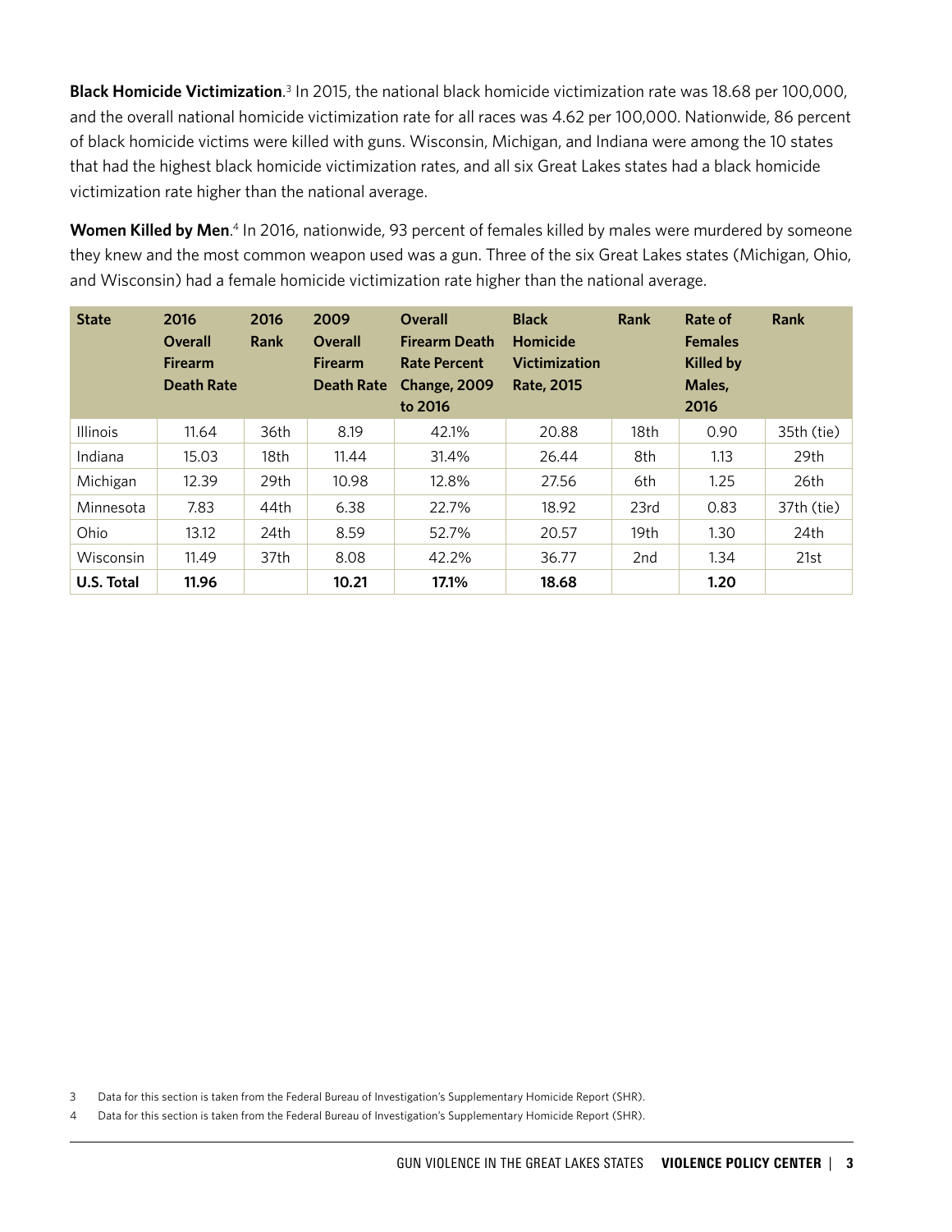**Black Homicide Victimization**.[3] In 2015, the national black homicide victimization rate was 18.68 per 100,000, and the overall national homicide victimization rate for all races was 4.62 per 100,000. Nationwide, 86 percent of black homicide victims were killed with guns. Wisconsin, Michigan, and Indiana were among the 10 states that had the highest black homicide victimization rates, and all six Great Lakes states had a black homicide victimization rate higher than the national average.

**Women Killed by Men**.[4] In 2016, nationwide, 93 percent of females killed by males were murdered by someone they knew and the most common weapon used was a gun. Three of the six Great Lakes states (Michigan, Ohio, and Wisconsin) had a female homicide victimization rate higher than the national average.

| State | 2016 Overall Firearm Death Rate | 2016 Rank | 2009 Overall Firearm Death Rate | Overall Firearm Death Rate Percent Change, 2009 to 2016 | Black Homicide Victimization Rate, 2015 | Rank | Rate of Females Killed by Males, 2016 | Rank |
|---|---|---|---|---|---|---|---|---|
| Illinois | 11.64 | 36th | 8.19 | 42.1% | 20.88 | 18th | 0.90 | 35th (tie) |
| Indiana | 15.03 | 18th | 11.44 | 31.4% | 26.44 | 8th | 1.13 | 29th |
| Michigan | 12.39 | 29th | 10.98 | 12.8% | 27.56 | 6th | 1.25 | 26th |
| Minnesota | 7.83 | 44th | 6.38 | 22.7% | 18.92 | 23rd | 0.83 | 37th (tie) |
| Ohio | 13.12 | 24th | 8.59 | 52.7% | 20.57 | 19th | 1.30 | 24th |
| Wisconsin | 11.49 | 37th | 8.08 | 42.2% | 36.77 | 2nd | 1.34 | 21st |
| **U.S. Total** | **11.96** | | **10.21** | **17.1%** | **18.68** | | **1.20** | |

3 Data for this section is taken from the Federal Bureau of Investigation's Supplementary Homicide Report (SHR).

4 Data for this section is taken from the Federal Bureau of Investigation's Supplementary Homicide Report (SHR).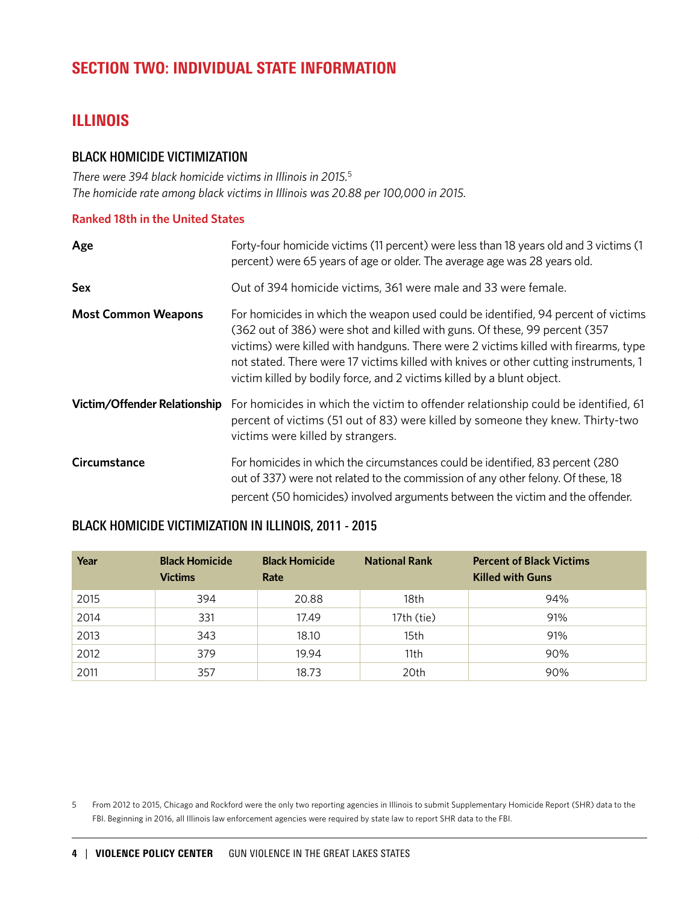## SECTION TWO: INDIVIDUAL STATE INFORMATION

## ILLINOIS

### BLACK HOMICIDE VICTIMIZATION

*There were 394 black homicide victims in Illinois in 2015.*[5]
*The homicide rate among black victims in Illinois was 20.88 per 100,000 in 2015.*

**Ranked 18th in the United States**

**Age** Forty-four homicide victims (11 percent) were less than 18 years old and 3 victims (1 percent) were 65 years of age or older. The average age was 28 years old.

**Sex** Out of 394 homicide victims, 361 were male and 33 were female.

**Most Common Weapons** For homicides in which the weapon used could be identified, 94 percent of victims (362 out of 386) were shot and killed with guns. Of these, 99 percent (357 victims) were killed with handguns. There were 2 victims killed with firearms, type not stated. There were 17 victims killed with knives or other cutting instruments, 1 victim killed by bodily force, and 2 victims killed by a blunt object.

**Victim/Offender Relationship** For homicides in which the victim to offender relationship could be identified, 61 percent of victims (51 out of 83) were killed by someone they knew. Thirty-two victims were killed by strangers.

**Circumstance** For homicides in which the circumstances could be identified, 83 percent (280 out of 337) were not related to the commission of any other felony. Of these, 18 percent (50 homicides) involved arguments between the victim and the offender.

### BLACK HOMICIDE VICTIMIZATION IN ILLINOIS, 2011 - 2015

| Year | Black Homicide Victims | Black Homicide Rate | National Rank | Percent of Black Victims Killed with Guns |
|---|---|---|---|---|
| 2015 | 394 | 20.88 | 18th | 94% |
| 2014 | 331 | 17.49 | 17th (tie) | 91% |
| 2013 | 343 | 18.10 | 15th | 91% |
| 2012 | 379 | 19.94 | 11th | 90% |
| 2011 | 357 | 18.73 | 20th | 90% |

5 From 2012 to 2015, Chicago and Rockford were the only two reporting agencies in Illinois to submit Supplementary Homicide Report (SHR) data to the FBI. Beginning in 2016, all Illinois law enforcement agencies were required by state law to report SHR data to the FBI.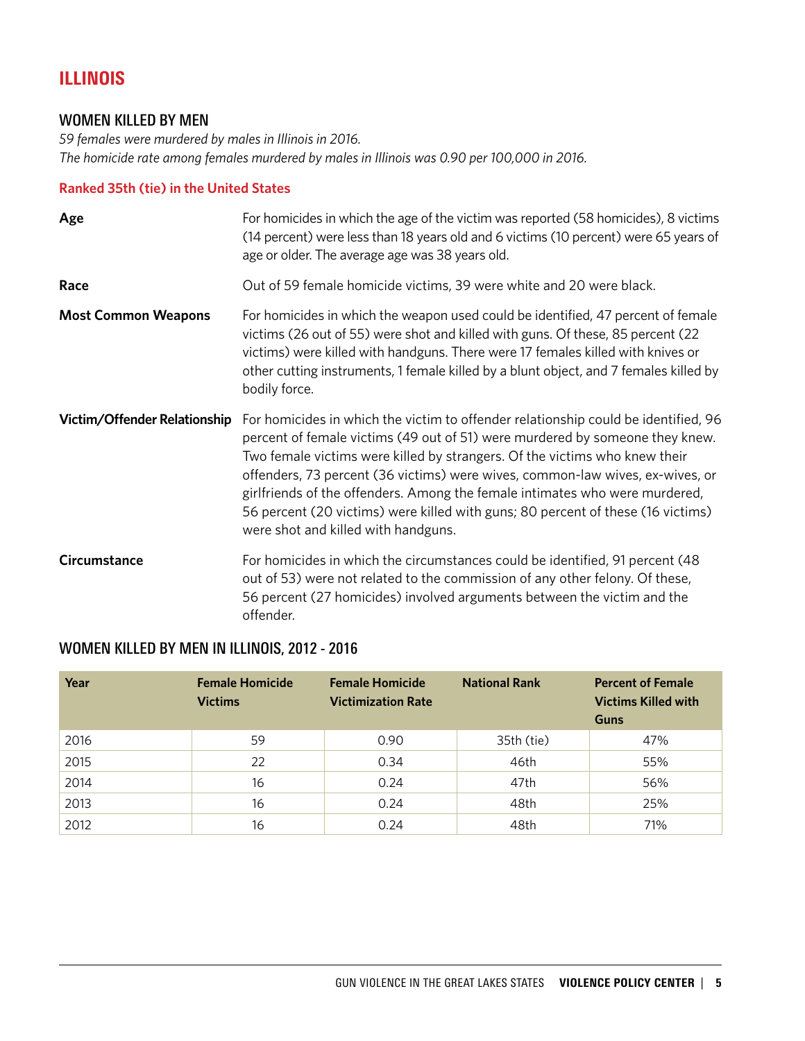# ILLINOIS

## WOMEN KILLED BY MEN

*59 females were murdered by males in Illinois in 2016.*
*The homicide rate among females murdered by males in Illinois was 0.90 per 100,000 in 2016.*

**Ranked 35th (tie) in the United States**

**Age**

For homicides in which the age of the victim was reported (58 homicides), 8 victims (14 percent) were less than 18 years old and 6 victims (10 percent) were 65 years of age or older. The average age was 38 years old.

**Race**

Out of 59 female homicide victims, 39 were white and 20 were black.

**Most Common Weapons**

For homicides in which the weapon used could be identified, 47 percent of female victims (26 out of 55) were shot and killed with guns. Of these, 85 percent (22 victims) were killed with handguns. There were 17 females killed with knives or other cutting instruments, 1 female killed by a blunt object, and 7 females killed by bodily force.

**Victim/Offender Relationship**

For homicides in which the victim to offender relationship could be identified, 96 percent of female victims (49 out of 51) were murdered by someone they knew. Two female victims were killed by strangers. Of the victims who knew their offenders, 73 percent (36 victims) were wives, common-law wives, ex-wives, or girlfriends of the offenders. Among the female intimates who were murdered, 56 percent (20 victims) were killed with guns; 80 percent of these (16 victims) were shot and killed with handguns.

**Circumstance**

For homicides in which the circumstances could be identified, 91 percent (48 out of 53) were not related to the commission of any other felony. Of these, 56 percent (27 homicides) involved arguments between the victim and the offender.

## WOMEN KILLED BY MEN IN ILLINOIS, 2012 - 2016

| Year | Female Homicide Victims | Female Homicide Victimization Rate | National Rank | Percent of Female Victims Killed with Guns |
|---|---|---|---|---|
| 2016 | 59 | 0.90 | 35th (tie) | 47% |
| 2015 | 22 | 0.34 | 46th | 55% |
| 2014 | 16 | 0.24 | 47th | 56% |
| 2013 | 16 | 0.24 | 48th | 25% |
| 2012 | 16 | 0.24 | 48th | 71% |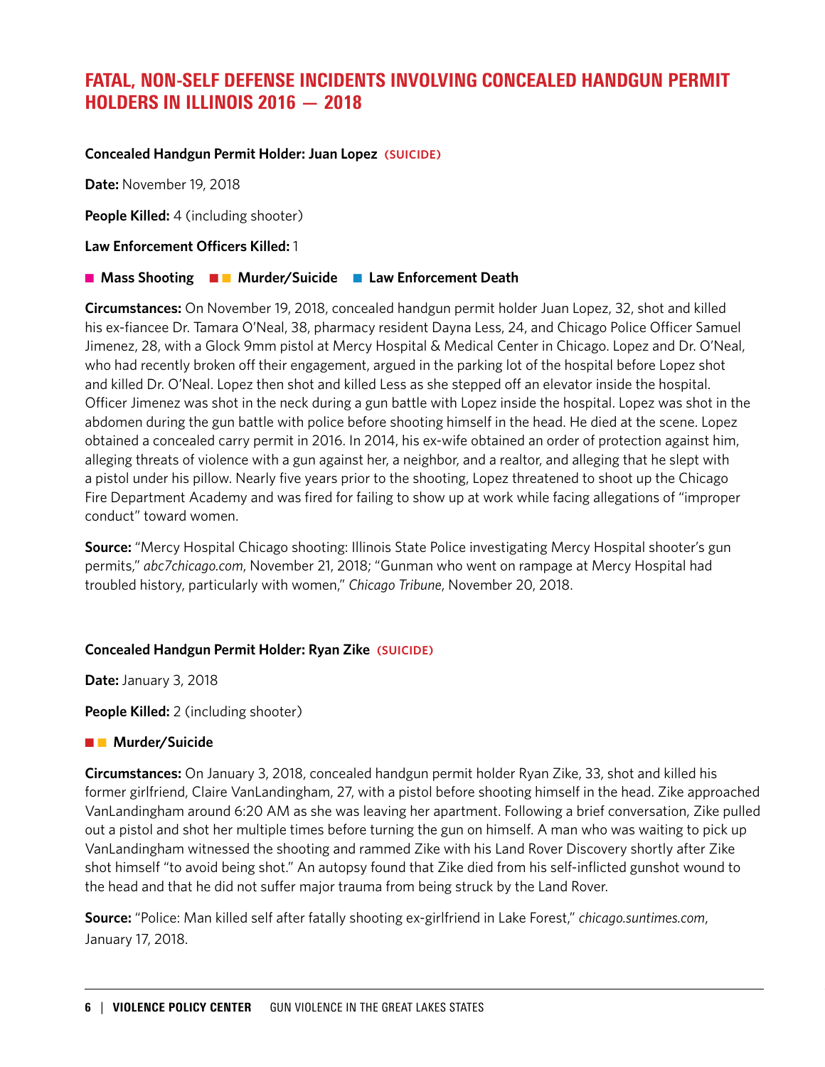## FATAL, NON-SELF DEFENSE INCIDENTS INVOLVING CONCEALED HANDGUN PERMIT HOLDERS IN ILLINOIS 2016 — 2018

**Concealed Handgun Permit Holder: Juan Lopez (SUICIDE)**

**Date:** November 19, 2018

**People Killed:** 4 (including shooter)

**Law Enforcement Officers Killed:** 1

■ **Mass Shooting** ■■ **Murder/Suicide** ■ **Law Enforcement Death**

**Circumstances:** On November 19, 2018, concealed handgun permit holder Juan Lopez, 32, shot and killed his ex-fiancee Dr. Tamara O'Neal, 38, pharmacy resident Dayna Less, 24, and Chicago Police Officer Samuel Jimenez, 28, with a Glock 9mm pistol at Mercy Hospital & Medical Center in Chicago. Lopez and Dr. O'Neal, who had recently broken off their engagement, argued in the parking lot of the hospital before Lopez shot and killed Dr. O'Neal. Lopez then shot and killed Less as she stepped off an elevator inside the hospital. Officer Jimenez was shot in the neck during a gun battle with Lopez inside the hospital. Lopez was shot in the abdomen during the gun battle with police before shooting himself in the head. He died at the scene. Lopez obtained a concealed carry permit in 2016. In 2014, his ex-wife obtained an order of protection against him, alleging threats of violence with a gun against her, a neighbor, and a realtor, and alleging that he slept with a pistol under his pillow. Nearly five years prior to the shooting, Lopez threatened to shoot up the Chicago Fire Department Academy and was fired for failing to show up at work while facing allegations of "improper conduct" toward women.

**Source:** "Mercy Hospital Chicago shooting: Illinois State Police investigating Mercy Hospital shooter's gun permits," *abc7chicago.com*, November 21, 2018; "Gunman who went on rampage at Mercy Hospital had troubled history, particularly with women," *Chicago Tribune*, November 20, 2018.

**Concealed Handgun Permit Holder: Ryan Zike (SUICIDE)**

**Date:** January 3, 2018

**People Killed:** 2 (including shooter)

■■ **Murder/Suicide**

**Circumstances:** On January 3, 2018, concealed handgun permit holder Ryan Zike, 33, shot and killed his former girlfriend, Claire VanLandingham, 27, with a pistol before shooting himself in the head. Zike approached VanLandingham around 6:20 AM as she was leaving her apartment. Following a brief conversation, Zike pulled out a pistol and shot her multiple times before turning the gun on himself. A man who was waiting to pick up VanLandingham witnessed the shooting and rammed Zike with his Land Rover Discovery shortly after Zike shot himself "to avoid being shot." An autopsy found that Zike died from his self-inflicted gunshot wound to the head and that he did not suffer major trauma from being struck by the Land Rover.

**Source:** "Police: Man killed self after fatally shooting ex-girlfriend in Lake Forest," *chicago.suntimes.com*, January 17, 2018.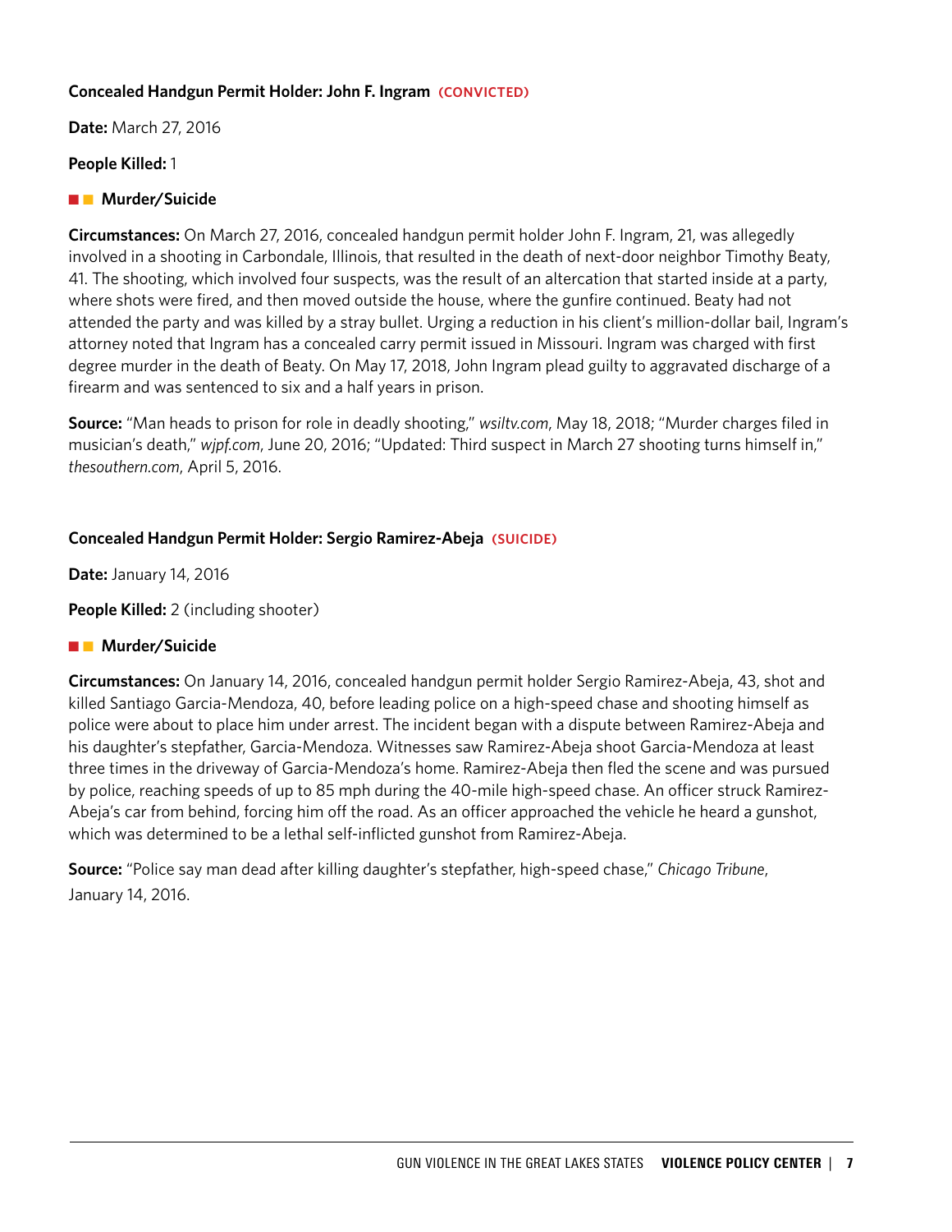**Concealed Handgun Permit Holder: John F. Ingram (CONVICTED)**

**Date:** March 27, 2016

**People Killed:** 1

**Murder/Suicide**

**Circumstances:** On March 27, 2016, concealed handgun permit holder John F. Ingram, 21, was allegedly involved in a shooting in Carbondale, Illinois, that resulted in the death of next-door neighbor Timothy Beaty, 41. The shooting, which involved four suspects, was the result of an altercation that started inside at a party, where shots were fired, and then moved outside the house, where the gunfire continued. Beaty had not attended the party and was killed by a stray bullet. Urging a reduction in his client's million-dollar bail, Ingram's attorney noted that Ingram has a concealed carry permit issued in Missouri. Ingram was charged with first degree murder in the death of Beaty. On May 17, 2018, John Ingram plead guilty to aggravated discharge of a firearm and was sentenced to six and a half years in prison.

**Source:** "Man heads to prison for role in deadly shooting," *wsiltv.com*, May 18, 2018; "Murder charges filed in musician's death," *wjpf.com*, June 20, 2016; "Updated: Third suspect in March 27 shooting turns himself in," *thesouthern.com*, April 5, 2016.

**Concealed Handgun Permit Holder: Sergio Ramirez-Abeja (SUICIDE)**

**Date:** January 14, 2016

**People Killed:** 2 (including shooter)

**Murder/Suicide**

**Circumstances:** On January 14, 2016, concealed handgun permit holder Sergio Ramirez-Abeja, 43, shot and killed Santiago Garcia-Mendoza, 40, before leading police on a high-speed chase and shooting himself as police were about to place him under arrest. The incident began with a dispute between Ramirez-Abeja and his daughter's stepfather, Garcia-Mendoza. Witnesses saw Ramirez-Abeja shoot Garcia-Mendoza at least three times in the driveway of Garcia-Mendoza's home. Ramirez-Abeja then fled the scene and was pursued by police, reaching speeds of up to 85 mph during the 40-mile high-speed chase. An officer struck Ramirez-Abeja's car from behind, forcing him off the road. As an officer approached the vehicle he heard a gunshot, which was determined to be a lethal self-inflicted gunshot from Ramirez-Abeja.

**Source:** "Police say man dead after killing daughter's stepfather, high-speed chase," *Chicago Tribune*, January 14, 2016.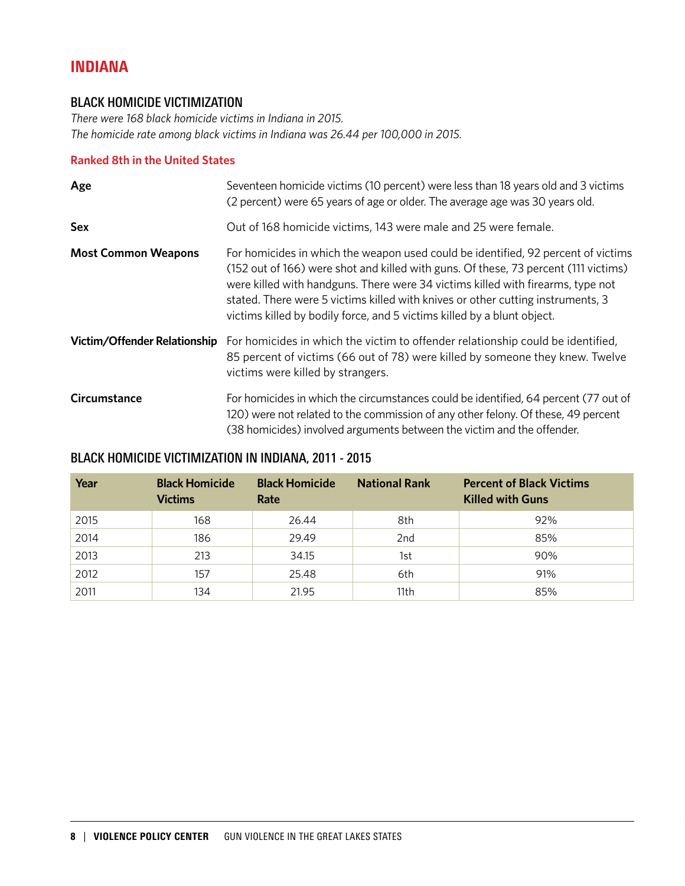# INDIANA

## BLACK HOMICIDE VICTIMIZATION

*There were 168 black homicide victims in Indiana in 2015.*
*The homicide rate among black victims in Indiana was 26.44 per 100,000 in 2015.*

**Ranked 8th in the United States**

**Age**

Seventeen homicide victims (10 percent) were less than 18 years old and 3 victims (2 percent) were 65 years of age or older. The average age was 30 years old.

**Sex**

Out of 168 homicide victims, 143 were male and 25 were female.

**Most Common Weapons**

For homicides in which the weapon used could be identified, 92 percent of victims (152 out of 166) were shot and killed with guns. Of these, 73 percent (111 victims) were killed with handguns. There were 34 victims killed with firearms, type not stated. There were 5 victims killed with knives or other cutting instruments, 3 victims killed by bodily force, and 5 victims killed by a blunt object.

**Victim/Offender Relationship**

For homicides in which the victim to offender relationship could be identified, 85 percent of victims (66 out of 78) were killed by someone they knew. Twelve victims were killed by strangers.

**Circumstance**

For homicides in which the circumstances could be identified, 64 percent (77 out of 120) were not related to the commission of any other felony. Of these, 49 percent (38 homicides) involved arguments between the victim and the offender.

## BLACK HOMICIDE VICTIMIZATION IN INDIANA, 2011 - 2015

| Year | Black Homicide Victims | Black Homicide Rate | National Rank | Percent of Black Victims Killed with Guns |
|---|---|---|---|---|
| 2015 | 168 | 26.44 | 8th | 92% |
| 2014 | 186 | 29.49 | 2nd | 85% |
| 2013 | 213 | 34.15 | 1st | 90% |
| 2012 | 157 | 25.48 | 6th | 91% |
| 2011 | 134 | 21.95 | 11th | 85% |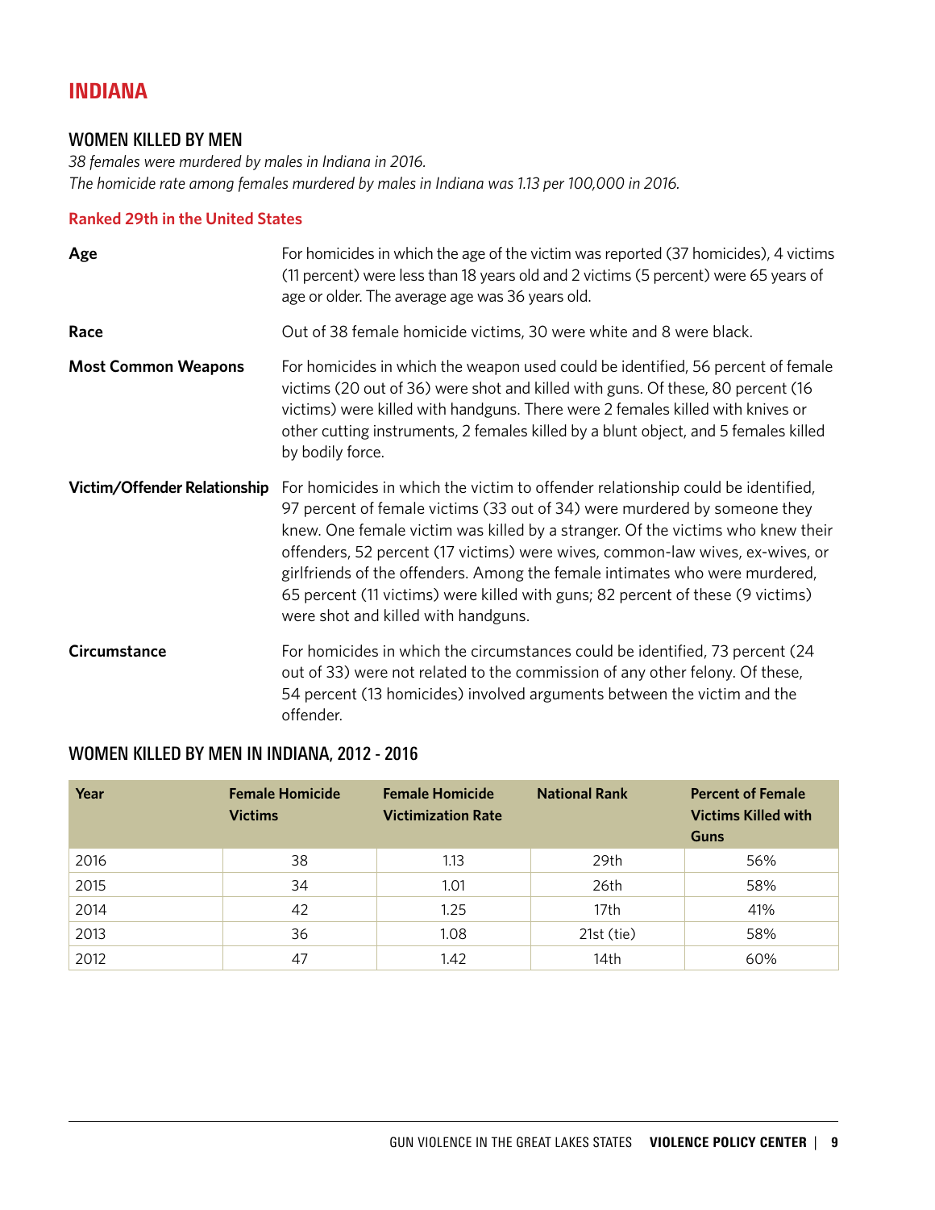# INDIANA

## WOMEN KILLED BY MEN

*38 females were murdered by males in Indiana in 2016.*
*The homicide rate among females murdered by males in Indiana was 1.13 per 100,000 in 2016.*

**Ranked 29th in the United States**

**Age**

For homicides in which the age of the victim was reported (37 homicides), 4 victims (11 percent) were less than 18 years old and 2 victims (5 percent) were 65 years of age or older. The average age was 36 years old.

**Race**

Out of 38 female homicide victims, 30 were white and 8 were black.

**Most Common Weapons**

For homicides in which the weapon used could be identified, 56 percent of female victims (20 out of 36) were shot and killed with guns. Of these, 80 percent (16 victims) were killed with handguns. There were 2 females killed with knives or other cutting instruments, 2 females killed by a blunt object, and 5 females killed by bodily force.

**Victim/Offender Relationship**

For homicides in which the victim to offender relationship could be identified, 97 percent of female victims (33 out of 34) were murdered by someone they knew. One female victim was killed by a stranger. Of the victims who knew their offenders, 52 percent (17 victims) were wives, common-law wives, ex-wives, or girlfriends of the offenders. Among the female intimates who were murdered, 65 percent (11 victims) were killed with guns; 82 percent of these (9 victims) were shot and killed with handguns.

**Circumstance**

For homicides in which the circumstances could be identified, 73 percent (24 out of 33) were not related to the commission of any other felony. Of these, 54 percent (13 homicides) involved arguments between the victim and the offender.

## WOMEN KILLED BY MEN IN INDIANA, 2012 - 2016

| Year | Female Homicide Victims | Female Homicide Victimization Rate | National Rank | Percent of Female Victims Killed with Guns |
|---|---|---|---|---|
| 2016 | 38 | 1.13 | 29th | 56% |
| 2015 | 34 | 1.01 | 26th | 58% |
| 2014 | 42 | 1.25 | 17th | 41% |
| 2013 | 36 | 1.08 | 21st (tie) | 58% |
| 2012 | 47 | 1.42 | 14th | 60% |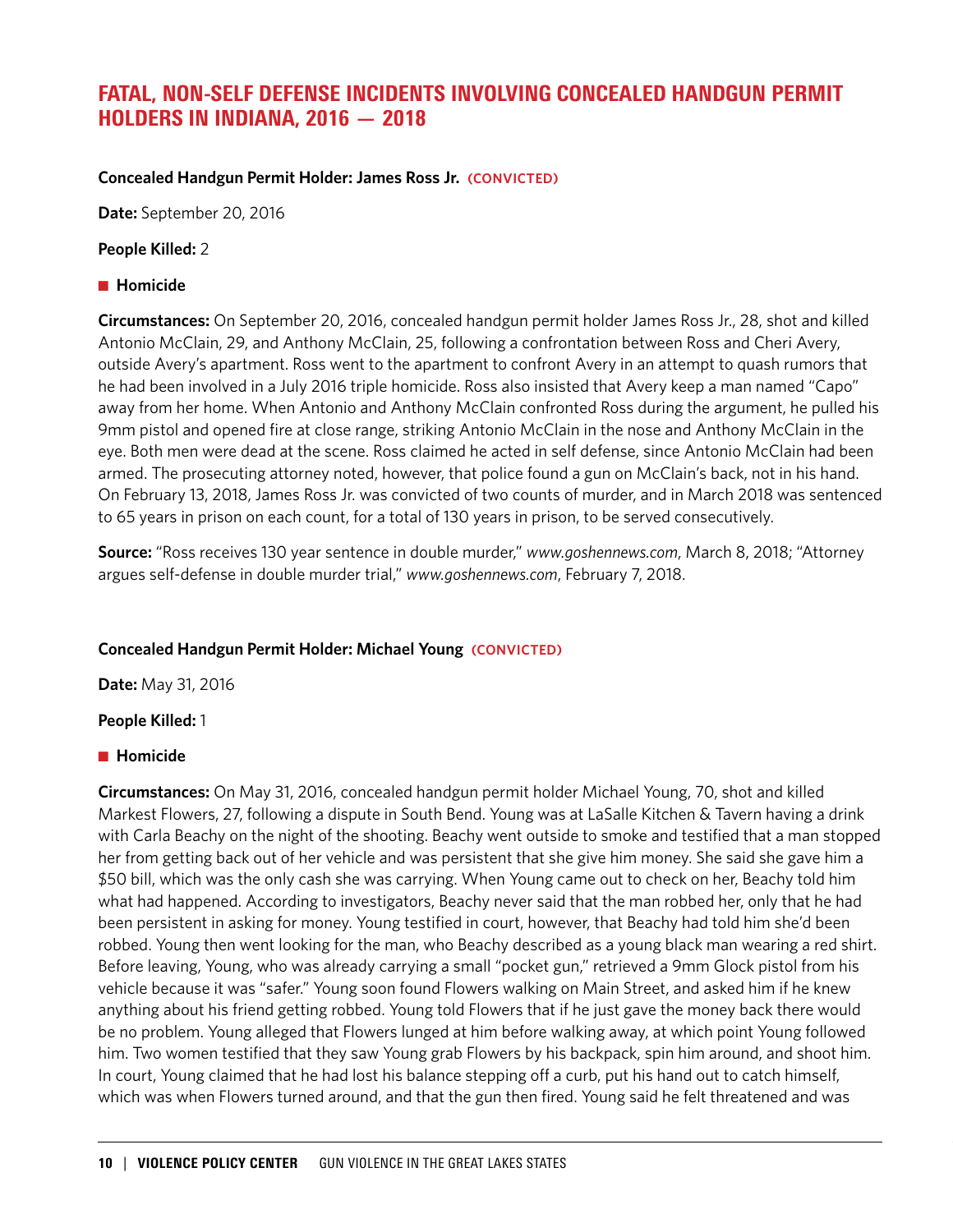## FATAL, NON-SELF DEFENSE INCIDENTS INVOLVING CONCEALED HANDGUN PERMIT HOLDERS IN INDIANA, 2016 — 2018

**Concealed Handgun Permit Holder: James Ross Jr. (CONVICTED)**

**Date:** September 20, 2016

**People Killed:** 2

■ **Homicide**

**Circumstances:** On September 20, 2016, concealed handgun permit holder James Ross Jr., 28, shot and killed Antonio McClain, 29, and Anthony McClain, 25, following a confrontation between Ross and Cheri Avery, outside Avery's apartment. Ross went to the apartment to confront Avery in an attempt to quash rumors that he had been involved in a July 2016 triple homicide. Ross also insisted that Avery keep a man named "Capo" away from her home. When Antonio and Anthony McClain confronted Ross during the argument, he pulled his 9mm pistol and opened fire at close range, striking Antonio McClain in the nose and Anthony McClain in the eye. Both men were dead at the scene. Ross claimed he acted in self defense, since Antonio McClain had been armed. The prosecuting attorney noted, however, that police found a gun on McClain's back, not in his hand. On February 13, 2018, James Ross Jr. was convicted of two counts of murder, and in March 2018 was sentenced to 65 years in prison on each count, for a total of 130 years in prison, to be served consecutively.

**Source:** "Ross receives 130 year sentence in double murder," *www.goshennews.com*, March 8, 2018; "Attorney argues self-defense in double murder trial," *www.goshennews.com*, February 7, 2018.

**Concealed Handgun Permit Holder: Michael Young (CONVICTED)**

**Date:** May 31, 2016

**People Killed:** 1

■ **Homicide**

**Circumstances:** On May 31, 2016, concealed handgun permit holder Michael Young, 70, shot and killed Markest Flowers, 27, following a dispute in South Bend. Young was at LaSalle Kitchen & Tavern having a drink with Carla Beachy on the night of the shooting. Beachy went outside to smoke and testified that a man stopped her from getting back out of her vehicle and was persistent that she give him money. She said she gave him a $50 bill, which was the only cash she was carrying. When Young came out to check on her, Beachy told him what had happened. According to investigators, Beachy never said that the man robbed her, only that he had been persistent in asking for money. Young testified in court, however, that Beachy had told him she'd been robbed. Young then went looking for the man, who Beachy described as a young black man wearing a red shirt. Before leaving, Young, who was already carrying a small "pocket gun," retrieved a 9mm Glock pistol from his vehicle because it was "safer." Young soon found Flowers walking on Main Street, and asked him if he knew anything about his friend getting robbed. Young told Flowers that if he just gave the money back there would be no problem. Young alleged that Flowers lunged at him before walking away, at which point Young followed him. Two women testified that they saw Young grab Flowers by his backpack, spin him around, and shoot him. In court, Young claimed that he had lost his balance stepping off a curb, put his hand out to catch himself, which was when Flowers turned around, and that the gun then fired. Young said he felt threatened and was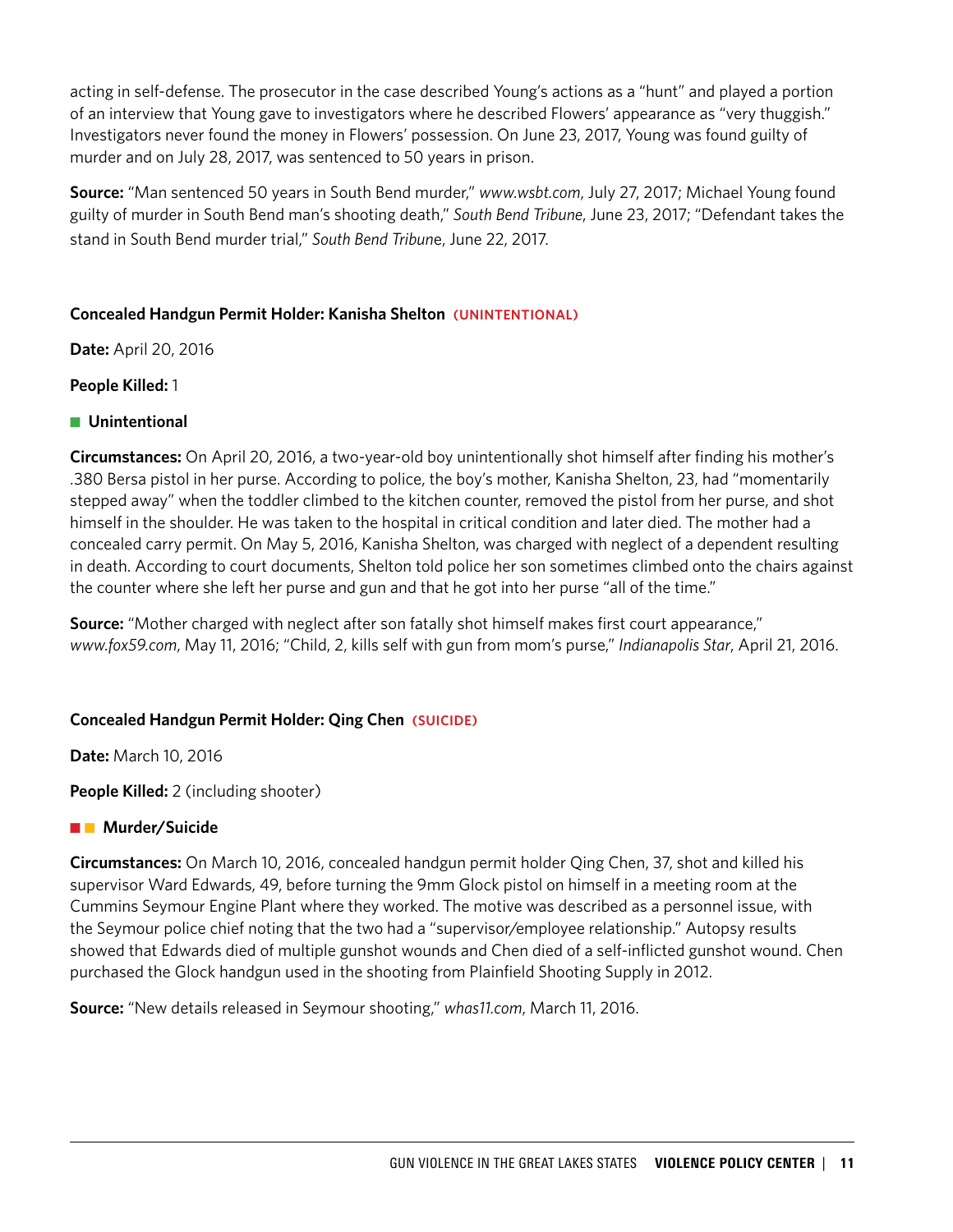acting in self-defense. The prosecutor in the case described Young's actions as a "hunt" and played a portion of an interview that Young gave to investigators where he described Flowers' appearance as "very thuggish." Investigators never found the money in Flowers' possession. On June 23, 2017, Young was found guilty of murder and on July 28, 2017, was sentenced to 50 years in prison.

**Source:** "Man sentenced 50 years in South Bend murder," *www.wsbt.com*, July 27, 2017; Michael Young found guilty of murder in South Bend man's shooting death," *South Bend Tribune*, June 23, 2017; "Defendant takes the stand in South Bend murder trial," *South Bend Tribune*, June 22, 2017.

### Concealed Handgun Permit Holder: Kanisha Shelton (UNINTENTIONAL)

**Date:** April 20, 2016

**People Killed:** 1

■ **Unintentional**

**Circumstances:** On April 20, 2016, a two-year-old boy unintentionally shot himself after finding his mother's .380 Bersa pistol in her purse. According to police, the boy's mother, Kanisha Shelton, 23, had "momentarily stepped away" when the toddler climbed to the kitchen counter, removed the pistol from her purse, and shot himself in the shoulder. He was taken to the hospital in critical condition and later died. The mother had a concealed carry permit. On May 5, 2016, Kanisha Shelton, was charged with neglect of a dependent resulting in death. According to court documents, Shelton told police her son sometimes climbed onto the chairs against the counter where she left her purse and gun and that he got into her purse "all of the time."

**Source:** "Mother charged with neglect after son fatally shot himself makes first court appearance," *www.fox59.com*, May 11, 2016; "Child, 2, kills self with gun from mom's purse," *Indianapolis Star*, April 21, 2016.

### Concealed Handgun Permit Holder: Qing Chen (SUICIDE)

**Date:** March 10, 2016

**People Killed:** 2 (including shooter)

■ ■ **Murder/Suicide**

**Circumstances:** On March 10, 2016, concealed handgun permit holder Qing Chen, 37, shot and killed his supervisor Ward Edwards, 49, before turning the 9mm Glock pistol on himself in a meeting room at the Cummins Seymour Engine Plant where they worked. The motive was described as a personnel issue, with the Seymour police chief noting that the two had a "supervisor/employee relationship." Autopsy results showed that Edwards died of multiple gunshot wounds and Chen died of a self-inflicted gunshot wound. Chen purchased the Glock handgun used in the shooting from Plainfield Shooting Supply in 2012.

**Source:** "New details released in Seymour shooting," *whas11.com*, March 11, 2016.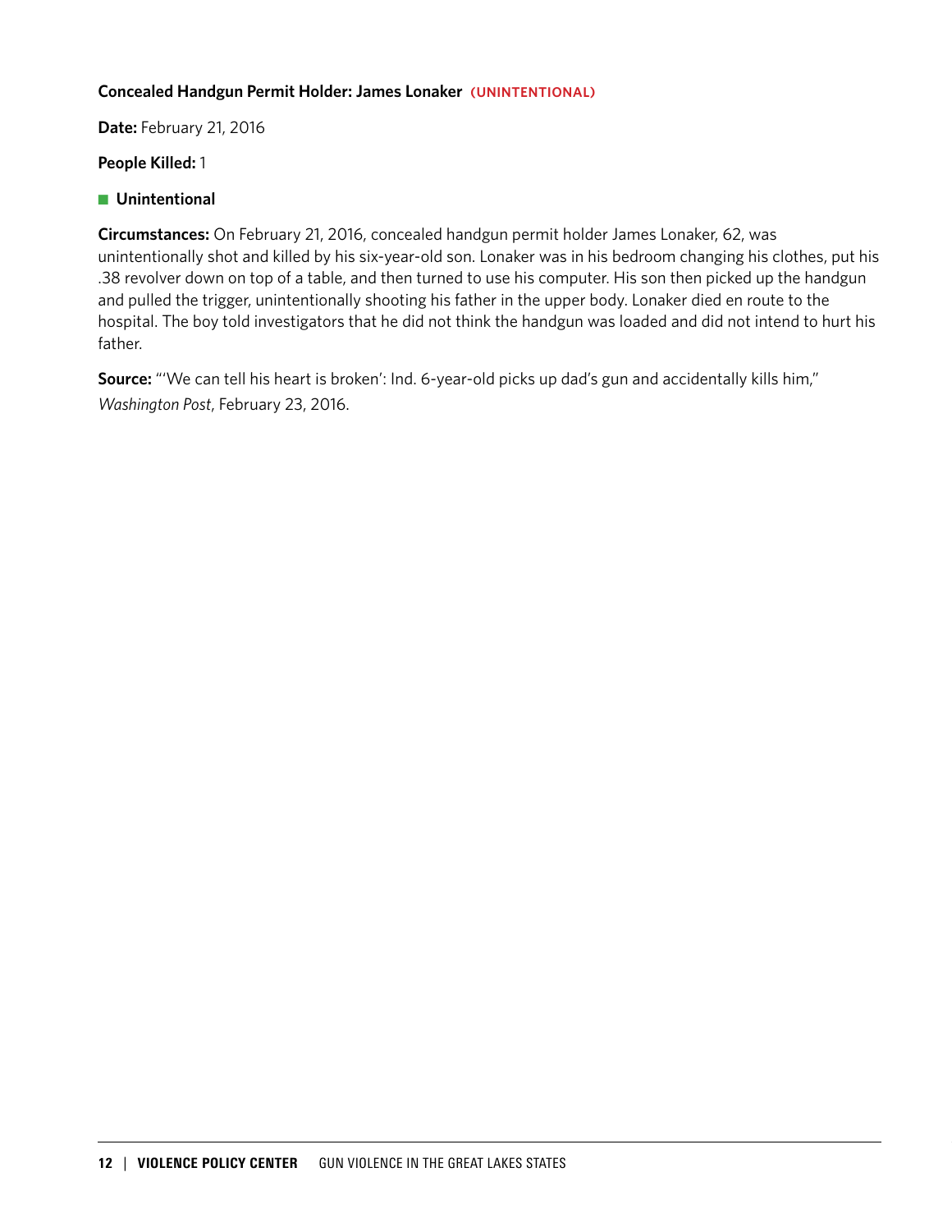**Concealed Handgun Permit Holder: James Lonaker (UNINTENTIONAL)**

**Date:** February 21, 2016

**People Killed:** 1

- **Unintentional**

**Circumstances:** On February 21, 2016, concealed handgun permit holder James Lonaker, 62, was unintentionally shot and killed by his six-year-old son. Lonaker was in his bedroom changing his clothes, put his .38 revolver down on top of a table, and then turned to use his computer. His son then picked up the handgun and pulled the trigger, unintentionally shooting his father in the upper body. Lonaker died en route to the hospital. The boy told investigators that he did not think the handgun was loaded and did not intend to hurt his father.

**Source:** "'We can tell his heart is broken': Ind. 6-year-old picks up dad's gun and accidentally kills him," *Washington Post*, February 23, 2016.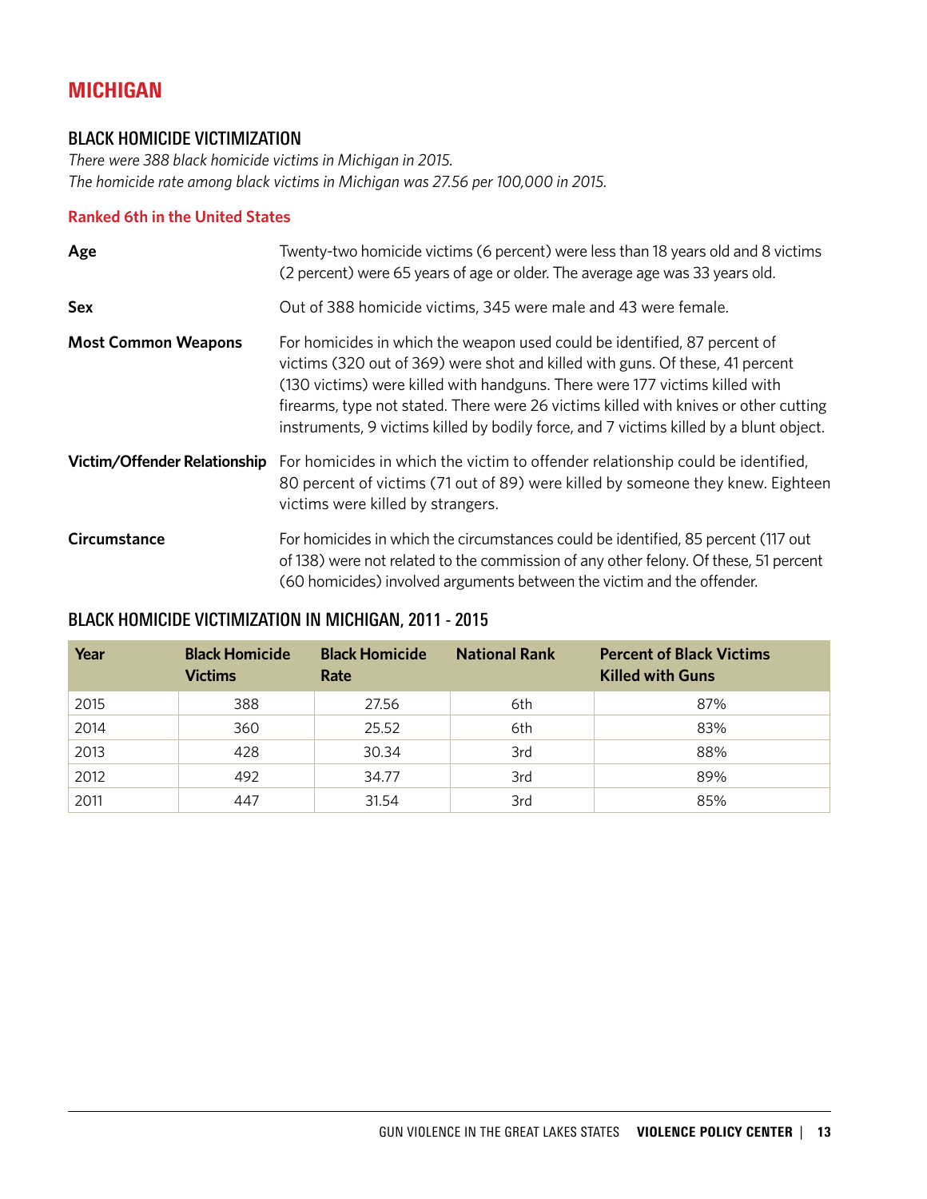# MICHIGAN

## BLACK HOMICIDE VICTIMIZATION

*There were 388 black homicide victims in Michigan in 2015.*
*The homicide rate among black victims in Michigan was 27.56 per 100,000 in 2015.*

**Ranked 6th in the United States**

**Age** Twenty-two homicide victims (6 percent) were less than 18 years old and 8 victims (2 percent) were 65 years of age or older. The average age was 33 years old.

**Sex** Out of 388 homicide victims, 345 were male and 43 were female.

**Most Common Weapons** For homicides in which the weapon used could be identified, 87 percent of victims (320 out of 369) were shot and killed with guns. Of these, 41 percent (130 victims) were killed with handguns. There were 177 victims killed with firearms, type not stated. There were 26 victims killed with knives or other cutting instruments, 9 victims killed by bodily force, and 7 victims killed by a blunt object.

**Victim/Offender Relationship** For homicides in which the victim to offender relationship could be identified, 80 percent of victims (71 out of 89) were killed by someone they knew. Eighteen victims were killed by strangers.

**Circumstance** For homicides in which the circumstances could be identified, 85 percent (117 out of 138) were not related to the commission of any other felony. Of these, 51 percent (60 homicides) involved arguments between the victim and the offender.

## BLACK HOMICIDE VICTIMIZATION IN MICHIGAN, 2011 - 2015

| Year | Black Homicide Victims | Black Homicide Rate | National Rank | Percent of Black Victims Killed with Guns |
|---|---|---|---|---|
| 2015 | 388 | 27.56 | 6th | 87% |
| 2014 | 360 | 25.52 | 6th | 83% |
| 2013 | 428 | 30.34 | 3rd | 88% |
| 2012 | 492 | 34.77 | 3rd | 89% |
| 2011 | 447 | 31.54 | 3rd | 85% |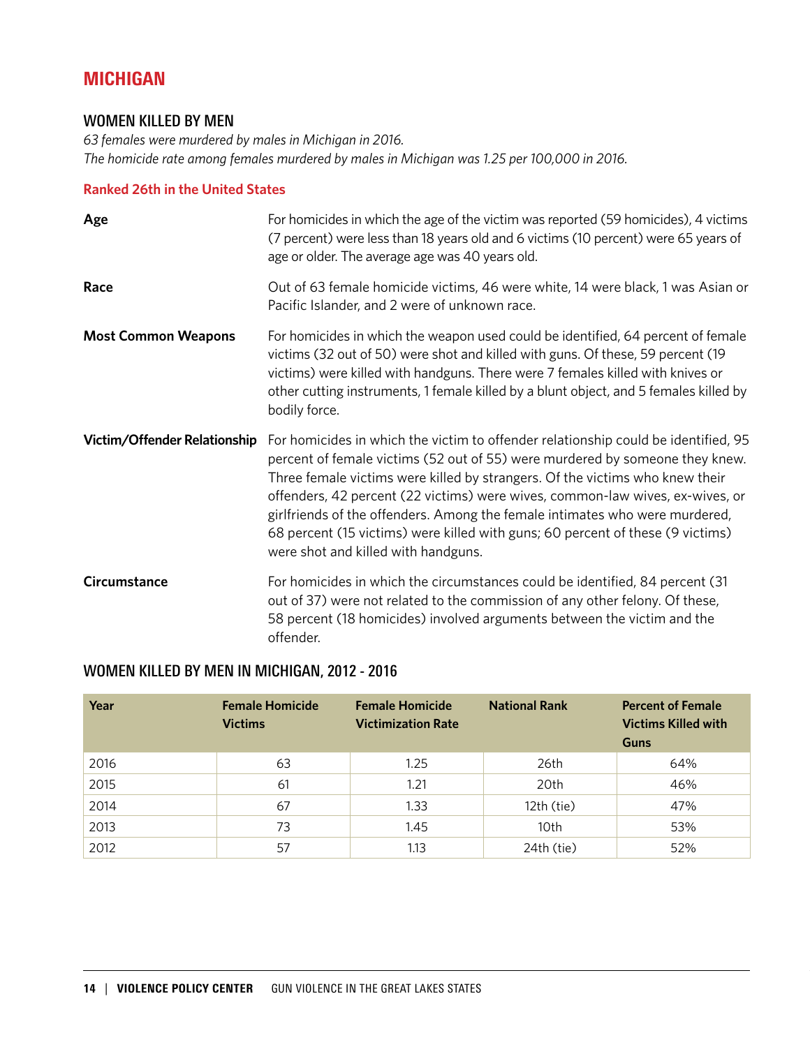# MICHIGAN

## WOMEN KILLED BY MEN

*63 females were murdered by males in Michigan in 2016.*
*The homicide rate among females murdered by males in Michigan was 1.25 per 100,000 in 2016.*

**Ranked 26th in the United States**

**Age**

For homicides in which the age of the victim was reported (59 homicides), 4 victims (7 percent) were less than 18 years old and 6 victims (10 percent) were 65 years of age or older. The average age was 40 years old.

**Race**

Out of 63 female homicide victims, 46 were white, 14 were black, 1 was Asian or Pacific Islander, and 2 were of unknown race.

**Most Common Weapons**

For homicides in which the weapon used could be identified, 64 percent of female victims (32 out of 50) were shot and killed with guns. Of these, 59 percent (19 victims) were killed with handguns. There were 7 females killed with knives or other cutting instruments, 1 female killed by a blunt object, and 5 females killed by bodily force.

**Victim/Offender Relationship**

For homicides in which the victim to offender relationship could be identified, 95 percent of female victims (52 out of 55) were murdered by someone they knew. Three female victims were killed by strangers. Of the victims who knew their offenders, 42 percent (22 victims) were wives, common-law wives, ex-wives, or girlfriends of the offenders. Among the female intimates who were murdered, 68 percent (15 victims) were killed with guns; 60 percent of these (9 victims) were shot and killed with handguns.

**Circumstance**

For homicides in which the circumstances could be identified, 84 percent (31 out of 37) were not related to the commission of any other felony. Of these, 58 percent (18 homicides) involved arguments between the victim and the offender.

## WOMEN KILLED BY MEN IN MICHIGAN, 2012 - 2016

| Year | Female Homicide Victims | Female Homicide Victimization Rate | National Rank | Percent of Female Victims Killed with Guns |
|---|---|---|---|---|
| 2016 | 63 | 1.25 | 26th | 64% |
| 2015 | 61 | 1.21 | 20th | 46% |
| 2014 | 67 | 1.33 | 12th (tie) | 47% |
| 2013 | 73 | 1.45 | 10th | 53% |
| 2012 | 57 | 1.13 | 24th (tie) | 52% |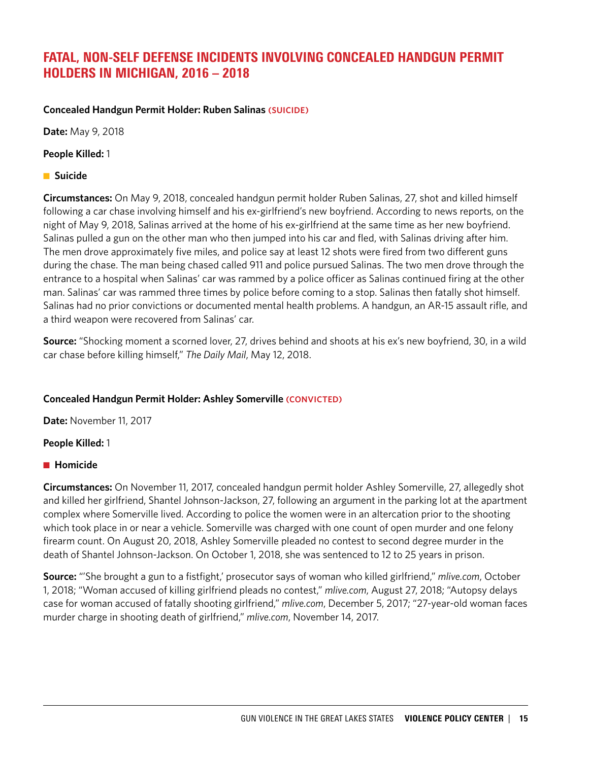## FATAL, NON-SELF DEFENSE INCIDENTS INVOLVING CONCEALED HANDGUN PERMIT HOLDERS IN MICHIGAN, 2016 – 2018

**Concealed Handgun Permit Holder: Ruben Salinas (SUICIDE)**

**Date:** May 9, 2018

**People Killed:** 1

- **Suicide**

**Circumstances:** On May 9, 2018, concealed handgun permit holder Ruben Salinas, 27, shot and killed himself following a car chase involving himself and his ex-girlfriend's new boyfriend. According to news reports, on the night of May 9, 2018, Salinas arrived at the home of his ex-girlfriend at the same time as her new boyfriend. Salinas pulled a gun on the other man who then jumped into his car and fled, with Salinas driving after him. The men drove approximately five miles, and police say at least 12 shots were fired from two different guns during the chase. The man being chased called 911 and police pursued Salinas. The two men drove through the entrance to a hospital when Salinas' car was rammed by a police officer as Salinas continued firing at the other man. Salinas' car was rammed three times by police before coming to a stop. Salinas then fatally shot himself. Salinas had no prior convictions or documented mental health problems. A handgun, an AR-15 assault rifle, and a third weapon were recovered from Salinas' car.

**Source:** "Shocking moment a scorned lover, 27, drives behind and shoots at his ex's new boyfriend, 30, in a wild car chase before killing himself," *The Daily Mail*, May 12, 2018.

**Concealed Handgun Permit Holder: Ashley Somerville (CONVICTED)**

**Date:** November 11, 2017

**People Killed:** 1

- **Homicide**

**Circumstances:** On November 11, 2017, concealed handgun permit holder Ashley Somerville, 27, allegedly shot and killed her girlfriend, Shantel Johnson-Jackson, 27, following an argument in the parking lot at the apartment complex where Somerville lived. According to police the women were in an altercation prior to the shooting which took place in or near a vehicle. Somerville was charged with one count of open murder and one felony firearm count. On August 20, 2018, Ashley Somerville pleaded no contest to second degree murder in the death of Shantel Johnson-Jackson. On October 1, 2018, she was sentenced to 12 to 25 years in prison.

**Source:** "'She brought a gun to a fistfight,' prosecutor says of woman who killed girlfriend," *mlive.com*, October 1, 2018; "Woman accused of killing girlfriend pleads no contest," *mlive.com*, August 27, 2018; "Autopsy delays case for woman accused of fatally shooting girlfriend," *mlive.com*, December 5, 2017; "27-year-old woman faces murder charge in shooting death of girlfriend," *mlive.com*, November 14, 2017.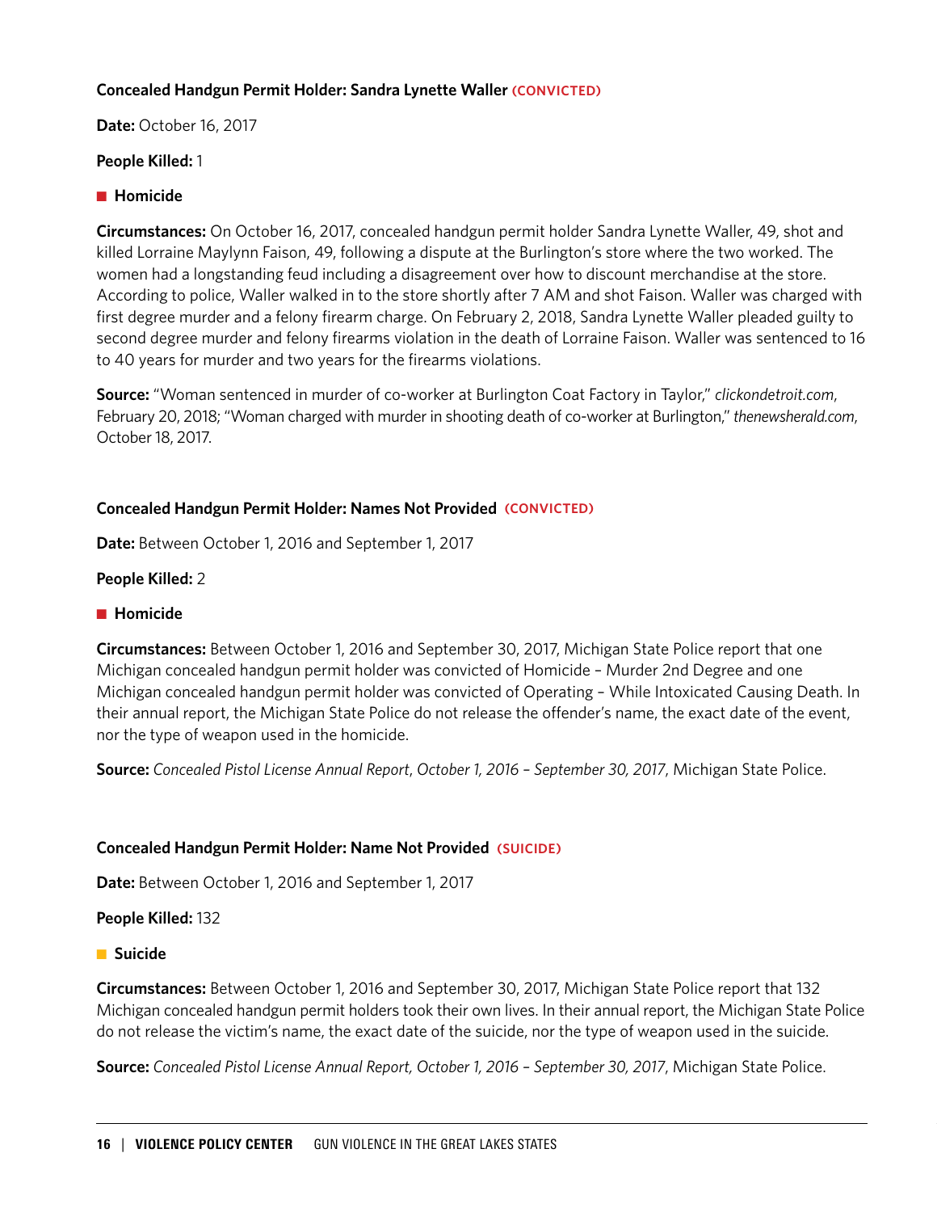**Concealed Handgun Permit Holder: Sandra Lynette Waller (CONVICTED)**

**Date:** October 16, 2017

**People Killed:** 1

■ **Homicide**

**Circumstances:** On October 16, 2017, concealed handgun permit holder Sandra Lynette Waller, 49, shot and killed Lorraine Maylynn Faison, 49, following a dispute at the Burlington's store where the two worked. The women had a longstanding feud including a disagreement over how to discount merchandise at the store. According to police, Waller walked in to the store shortly after 7 AM and shot Faison. Waller was charged with first degree murder and a felony firearm charge. On February 2, 2018, Sandra Lynette Waller pleaded guilty to second degree murder and felony firearms violation in the death of Lorraine Faison. Waller was sentenced to 16 to 40 years for murder and two years for the firearms violations.

**Source:** "Woman sentenced in murder of co-worker at Burlington Coat Factory in Taylor," *clickondetroit.com*, February 20, 2018; "Woman charged with murder in shooting death of co-worker at Burlington," *thenewsherald.com*, October 18, 2017.

**Concealed Handgun Permit Holder: Names Not Provided (CONVICTED)**

**Date:** Between October 1, 2016 and September 1, 2017

**People Killed:** 2

■ **Homicide**

**Circumstances:** Between October 1, 2016 and September 30, 2017, Michigan State Police report that one Michigan concealed handgun permit holder was convicted of Homicide – Murder 2nd Degree and one Michigan concealed handgun permit holder was convicted of Operating – While Intoxicated Causing Death. In their annual report, the Michigan State Police do not release the offender's name, the exact date of the event, nor the type of weapon used in the homicide.

**Source:** *Concealed Pistol License Annual Report*, *October 1, 2016 – September 30, 2017*, Michigan State Police.

**Concealed Handgun Permit Holder: Name Not Provided (SUICIDE)**

**Date:** Between October 1, 2016 and September 1, 2017

**People Killed:** 132

■ **Suicide**

**Circumstances:** Between October 1, 2016 and September 30, 2017, Michigan State Police report that 132 Michigan concealed handgun permit holders took their own lives. In their annual report, the Michigan State Police do not release the victim's name, the exact date of the suicide, nor the type of weapon used in the suicide.

**Source:** *Concealed Pistol License Annual Report, October 1, 2016 – September 30, 2017*, Michigan State Police.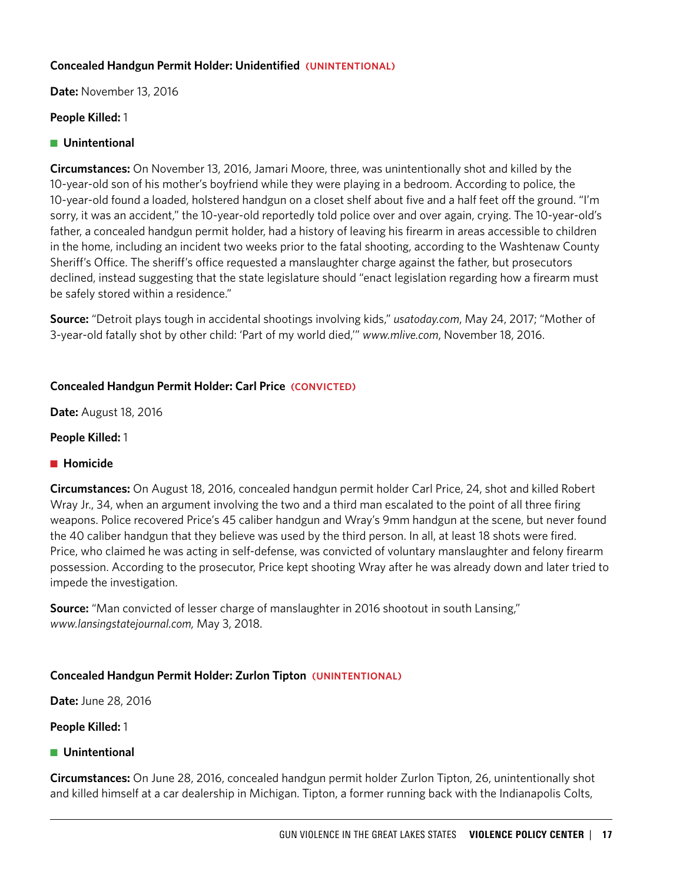**Concealed Handgun Permit Holder: Unidentified (UNINTENTIONAL)**

**Date:** November 13, 2016

**People Killed:** 1

■ **Unintentional**

**Circumstances:** On November 13, 2016, Jamari Moore, three, was unintentionally shot and killed by the 10-year-old son of his mother's boyfriend while they were playing in a bedroom. According to police, the 10-year-old found a loaded, holstered handgun on a closet shelf about five and a half feet off the ground. "I'm sorry, it was an accident," the 10-year-old reportedly told police over and over again, crying. The 10-year-old's father, a concealed handgun permit holder, had a history of leaving his firearm in areas accessible to children in the home, including an incident two weeks prior to the fatal shooting, according to the Washtenaw County Sheriff's Office. The sheriff's office requested a manslaughter charge against the father, but prosecutors declined, instead suggesting that the state legislature should "enact legislation regarding how a firearm must be safely stored within a residence."

**Source:** "Detroit plays tough in accidental shootings involving kids," *usatoday.com*, May 24, 2017; "Mother of 3-year-old fatally shot by other child: 'Part of my world died,'" *www.mlive.com*, November 18, 2016.

**Concealed Handgun Permit Holder: Carl Price (CONVICTED)**

**Date:** August 18, 2016

**People Killed:** 1

■ **Homicide**

**Circumstances:** On August 18, 2016, concealed handgun permit holder Carl Price, 24, shot and killed Robert Wray Jr., 34, when an argument involving the two and a third man escalated to the point of all three firing weapons. Police recovered Price's 45 caliber handgun and Wray's 9mm handgun at the scene, but never found the 40 caliber handgun that they believe was used by the third person. In all, at least 18 shots were fired. Price, who claimed he was acting in self-defense, was convicted of voluntary manslaughter and felony firearm possession. According to the prosecutor, Price kept shooting Wray after he was already down and later tried to impede the investigation.

**Source:** "Man convicted of lesser charge of manslaughter in 2016 shootout in south Lansing," *www.lansingstatejournal.com,* May 3, 2018.

**Concealed Handgun Permit Holder: Zurlon Tipton (UNINTENTIONAL)**

**Date:** June 28, 2016

**People Killed:** 1

■ **Unintentional**

**Circumstances:** On June 28, 2016, concealed handgun permit holder Zurlon Tipton, 26, unintentionally shot and killed himself at a car dealership in Michigan. Tipton, a former running back with the Indianapolis Colts,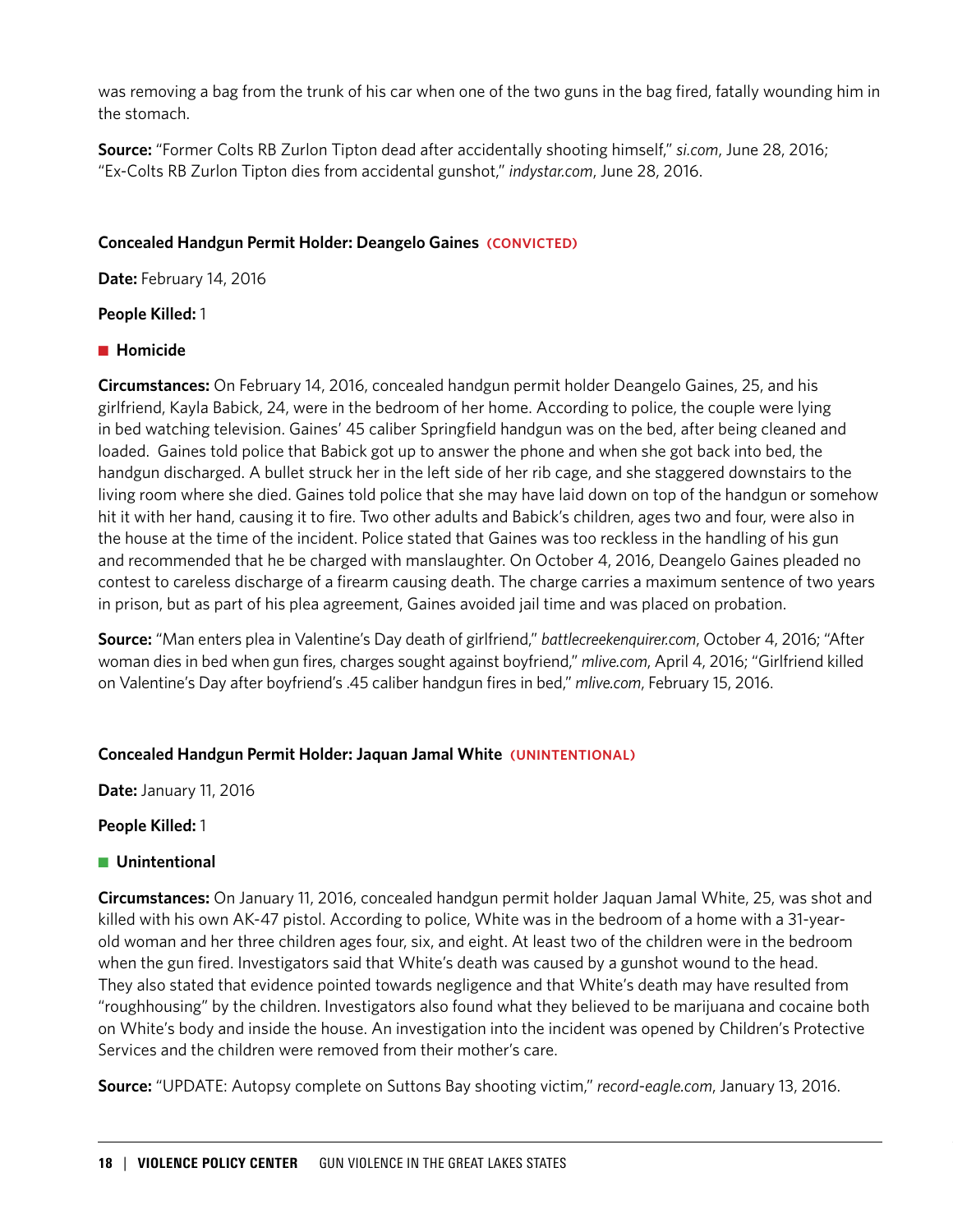was removing a bag from the trunk of his car when one of the two guns in the bag fired, fatally wounding him in the stomach.

**Source:** "Former Colts RB Zurlon Tipton dead after accidentally shooting himself," *si.com*, June 28, 2016; "Ex-Colts RB Zurlon Tipton dies from accidental gunshot," *indystar.com*, June 28, 2016.

### Concealed Handgun Permit Holder: Deangelo Gaines (CONVICTED)

**Date:** February 14, 2016

**People Killed:** 1

■ **Homicide**

**Circumstances:** On February 14, 2016, concealed handgun permit holder Deangelo Gaines, 25, and his girlfriend, Kayla Babick, 24, were in the bedroom of her home. According to police, the couple were lying in bed watching television. Gaines' 45 caliber Springfield handgun was on the bed, after being cleaned and loaded. Gaines told police that Babick got up to answer the phone and when she got back into bed, the handgun discharged. A bullet struck her in the left side of her rib cage, and she staggered downstairs to the living room where she died. Gaines told police that she may have laid down on top of the handgun or somehow hit it with her hand, causing it to fire. Two other adults and Babick's children, ages two and four, were also in the house at the time of the incident. Police stated that Gaines was too reckless in the handling of his gun and recommended that he be charged with manslaughter. On October 4, 2016, Deangelo Gaines pleaded no contest to careless discharge of a firearm causing death. The charge carries a maximum sentence of two years in prison, but as part of his plea agreement, Gaines avoided jail time and was placed on probation.

**Source:** "Man enters plea in Valentine's Day death of girlfriend," *battlecreekenquirer.com*, October 4, 2016; "After woman dies in bed when gun fires, charges sought against boyfriend," *mlive.com*, April 4, 2016; "Girlfriend killed on Valentine's Day after boyfriend's .45 caliber handgun fires in bed," *mlive.com*, February 15, 2016.

### Concealed Handgun Permit Holder: Jaquan Jamal White (UNINTENTIONAL)

**Date:** January 11, 2016

**People Killed:** 1

■ **Unintentional**

**Circumstances:** On January 11, 2016, concealed handgun permit holder Jaquan Jamal White, 25, was shot and killed with his own AK-47 pistol. According to police, White was in the bedroom of a home with a 31-year-old woman and her three children ages four, six, and eight. At least two of the children were in the bedroom when the gun fired. Investigators said that White's death was caused by a gunshot wound to the head. They also stated that evidence pointed towards negligence and that White's death may have resulted from "roughhousing" by the children. Investigators also found what they believed to be marijuana and cocaine both on White's body and inside the house. An investigation into the incident was opened by Children's Protective Services and the children were removed from their mother's care.

**Source:** "UPDATE: Autopsy complete on Suttons Bay shooting victim," *record-eagle.com*, January 13, 2016.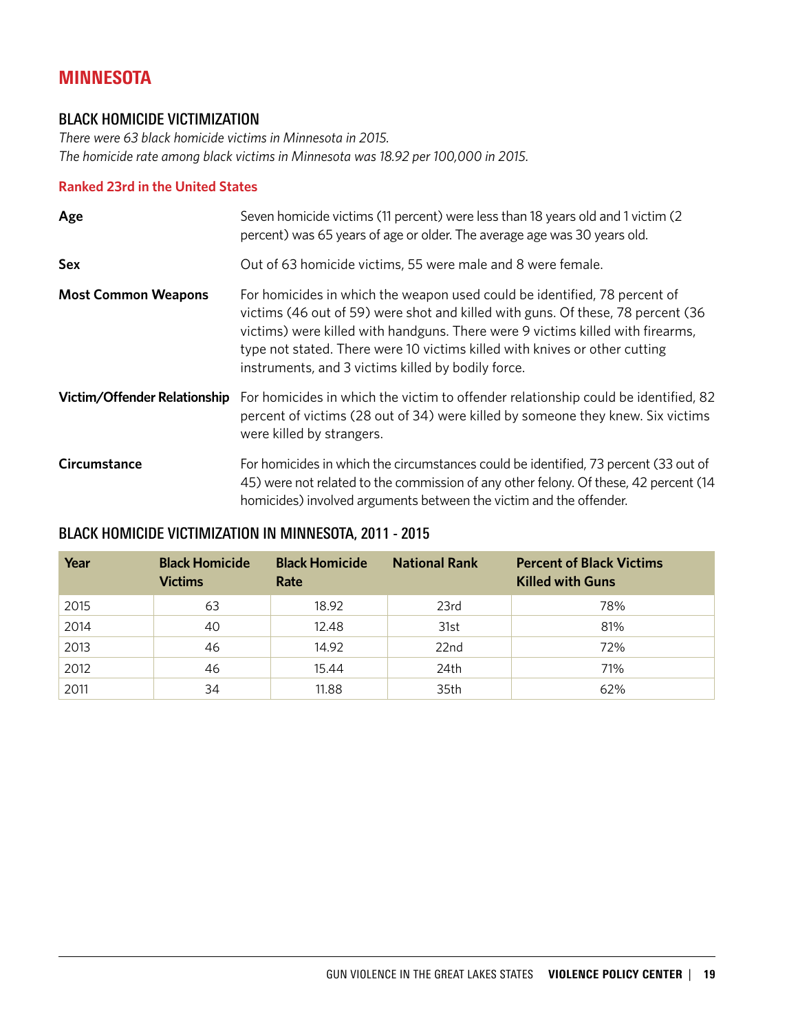# MINNESOTA

## BLACK HOMICIDE VICTIMIZATION

*There were 63 black homicide victims in Minnesota in 2015.*
*The homicide rate among black victims in Minnesota was 18.92 per 100,000 in 2015.*

**Ranked 23rd in the United States**

**Age**
Seven homicide victims (11 percent) were less than 18 years old and 1 victim (2 percent) was 65 years of age or older. The average age was 30 years old.

**Sex**
Out of 63 homicide victims, 55 were male and 8 were female.

**Most Common Weapons**
For homicides in which the weapon used could be identified, 78 percent of victims (46 out of 59) were shot and killed with guns. Of these, 78 percent (36 victims) were killed with handguns. There were 9 victims killed with firearms, type not stated. There were 10 victims killed with knives or other cutting instruments, and 3 victims killed by bodily force.

**Victim/Offender Relationship**
For homicides in which the victim to offender relationship could be identified, 82 percent of victims (28 out of 34) were killed by someone they knew. Six victims were killed by strangers.

**Circumstance**
For homicides in which the circumstances could be identified, 73 percent (33 out of 45) were not related to the commission of any other felony. Of these, 42 percent (14 homicides) involved arguments between the victim and the offender.

## BLACK HOMICIDE VICTIMIZATION IN MINNESOTA, 2011 - 2015

| Year | Black Homicide Victims | Black Homicide Rate | National Rank | Percent of Black Victims Killed with Guns |
|---|---|---|---|---|
| 2015 | 63 | 18.92 | 23rd | 78% |
| 2014 | 40 | 12.48 | 31st | 81% |
| 2013 | 46 | 14.92 | 22nd | 72% |
| 2012 | 46 | 15.44 | 24th | 71% |
| 2011 | 34 | 11.88 | 35th | 62% |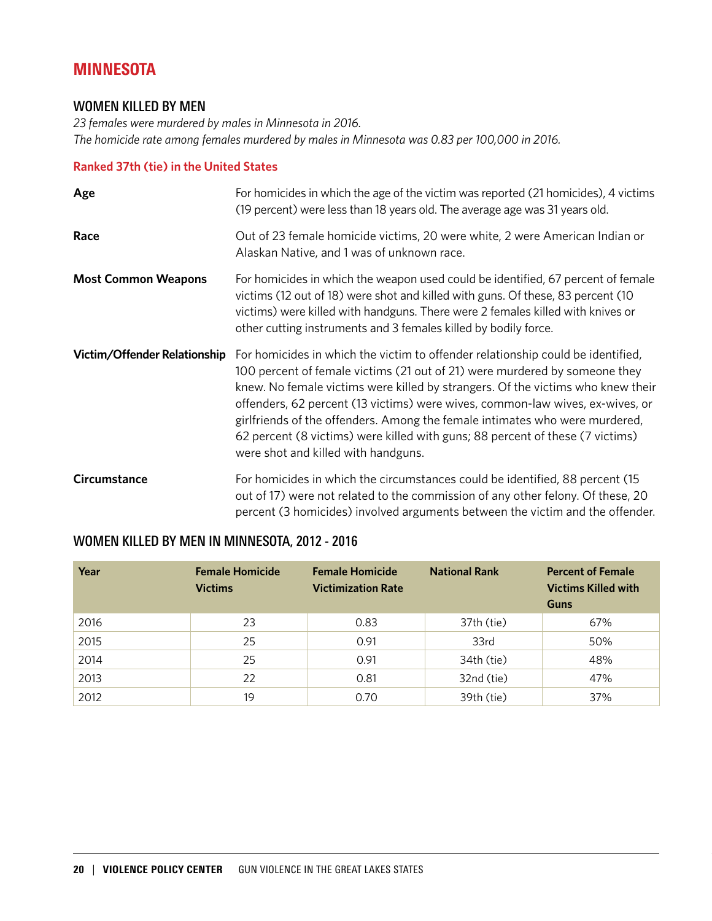# MINNESOTA

## WOMEN KILLED BY MEN

*23 females were murdered by males in Minnesota in 2016.*
*The homicide rate among females murdered by males in Minnesota was 0.83 per 100,000 in 2016.*

**Ranked 37th (tie) in the United States**

**Age**
For homicides in which the age of the victim was reported (21 homicides), 4 victims (19 percent) were less than 18 years old. The average age was 31 years old.

**Race**
Out of 23 female homicide victims, 20 were white, 2 were American Indian or Alaskan Native, and 1 was of unknown race.

**Most Common Weapons**
For homicides in which the weapon used could be identified, 67 percent of female victims (12 out of 18) were shot and killed with guns. Of these, 83 percent (10 victims) were killed with handguns. There were 2 females killed with knives or other cutting instruments and 3 females killed by bodily force.

**Victim/Offender Relationship**
For homicides in which the victim to offender relationship could be identified, 100 percent of female victims (21 out of 21) were murdered by someone they knew. No female victims were killed by strangers. Of the victims who knew their offenders, 62 percent (13 victims) were wives, common-law wives, ex-wives, or girlfriends of the offenders. Among the female intimates who were murdered, 62 percent (8 victims) were killed with guns; 88 percent of these (7 victims) were shot and killed with handguns.

**Circumstance**
For homicides in which the circumstances could be identified, 88 percent (15 out of 17) were not related to the commission of any other felony. Of these, 20 percent (3 homicides) involved arguments between the victim and the offender.

## WOMEN KILLED BY MEN IN MINNESOTA, 2012 - 2016

| Year | Female Homicide Victims | Female Homicide Victimization Rate | National Rank | Percent of Female Victims Killed with Guns |
|---|---|---|---|---|
| 2016 | 23 | 0.83 | 37th (tie) | 67% |
| 2015 | 25 | 0.91 | 33rd | 50% |
| 2014 | 25 | 0.91 | 34th (tie) | 48% |
| 2013 | 22 | 0.81 | 32nd (tie) | 47% |
| 2012 | 19 | 0.70 | 39th (tie) | 37% |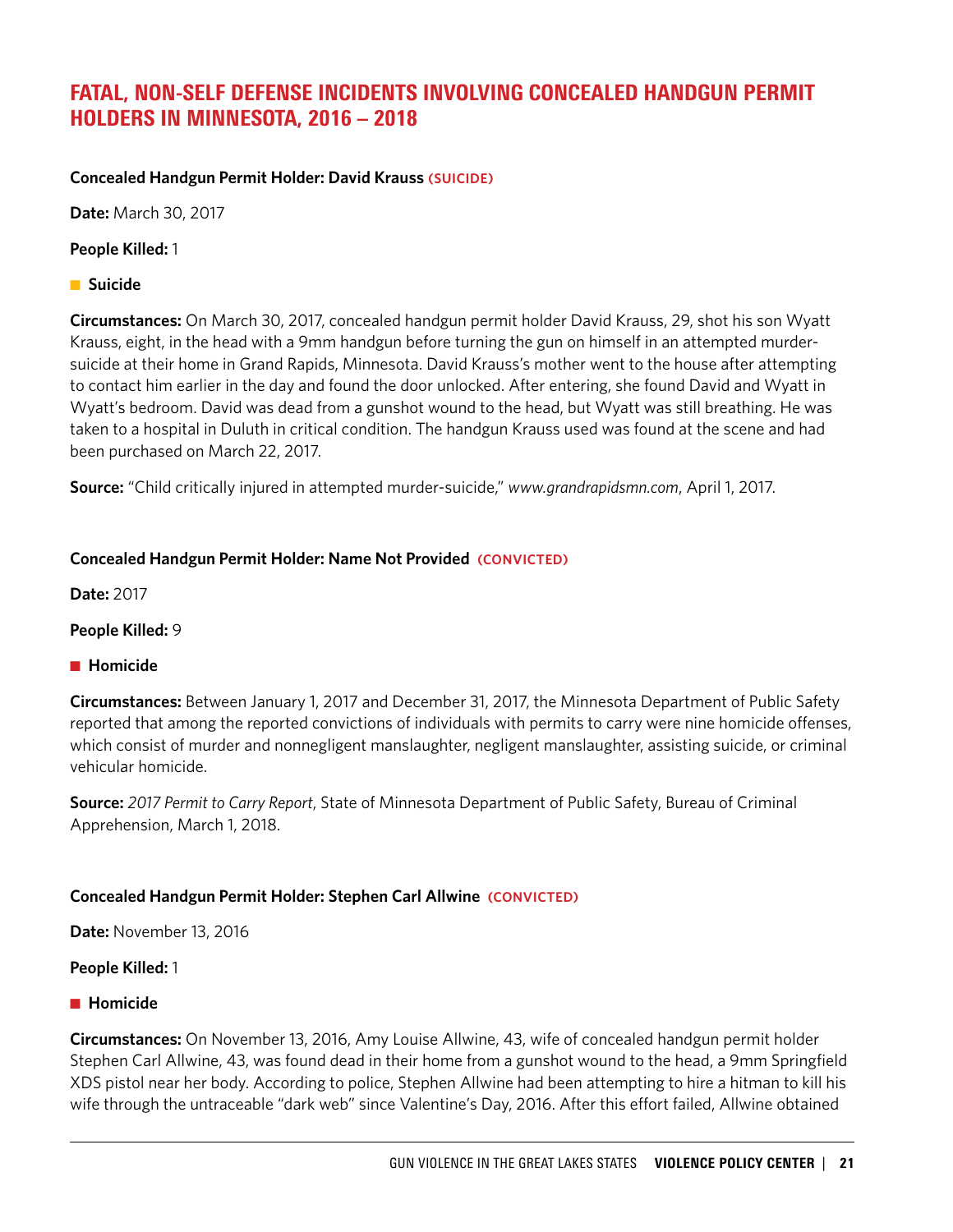# FATAL, NON-SELF DEFENSE INCIDENTS INVOLVING CONCEALED HANDGUN PERMIT HOLDERS IN MINNESOTA, 2016 – 2018

**Concealed Handgun Permit Holder: David Krauss (SUICIDE)**

**Date:** March 30, 2017

**People Killed:** 1

- **Suicide**

**Circumstances:** On March 30, 2017, concealed handgun permit holder David Krauss, 29, shot his son Wyatt Krauss, eight, in the head with a 9mm handgun before turning the gun on himself in an attempted murder-suicide at their home in Grand Rapids, Minnesota. David Krauss's mother went to the house after attempting to contact him earlier in the day and found the door unlocked. After entering, she found David and Wyatt in Wyatt's bedroom. David was dead from a gunshot wound to the head, but Wyatt was still breathing. He was taken to a hospital in Duluth in critical condition. The handgun Krauss used was found at the scene and had been purchased on March 22, 2017.

**Source:** "Child critically injured in attempted murder-suicide," *www.grandrapidsmn.com*, April 1, 2017.

**Concealed Handgun Permit Holder: Name Not Provided (CONVICTED)**

**Date:** 2017

**People Killed:** 9

- **Homicide**

**Circumstances:** Between January 1, 2017 and December 31, 2017, the Minnesota Department of Public Safety reported that among the reported convictions of individuals with permits to carry were nine homicide offenses, which consist of murder and nonnegligent manslaughter, negligent manslaughter, assisting suicide, or criminal vehicular homicide.

**Source:** *2017 Permit to Carry Report*, State of Minnesota Department of Public Safety, Bureau of Criminal Apprehension, March 1, 2018.

**Concealed Handgun Permit Holder: Stephen Carl Allwine (CONVICTED)**

**Date:** November 13, 2016

**People Killed:** 1

- **Homicide**

**Circumstances:** On November 13, 2016, Amy Louise Allwine, 43, wife of concealed handgun permit holder Stephen Carl Allwine, 43, was found dead in their home from a gunshot wound to the head, a 9mm Springfield XDS pistol near her body. According to police, Stephen Allwine had been attempting to hire a hitman to kill his wife through the untraceable "dark web" since Valentine's Day, 2016. After this effort failed, Allwine obtained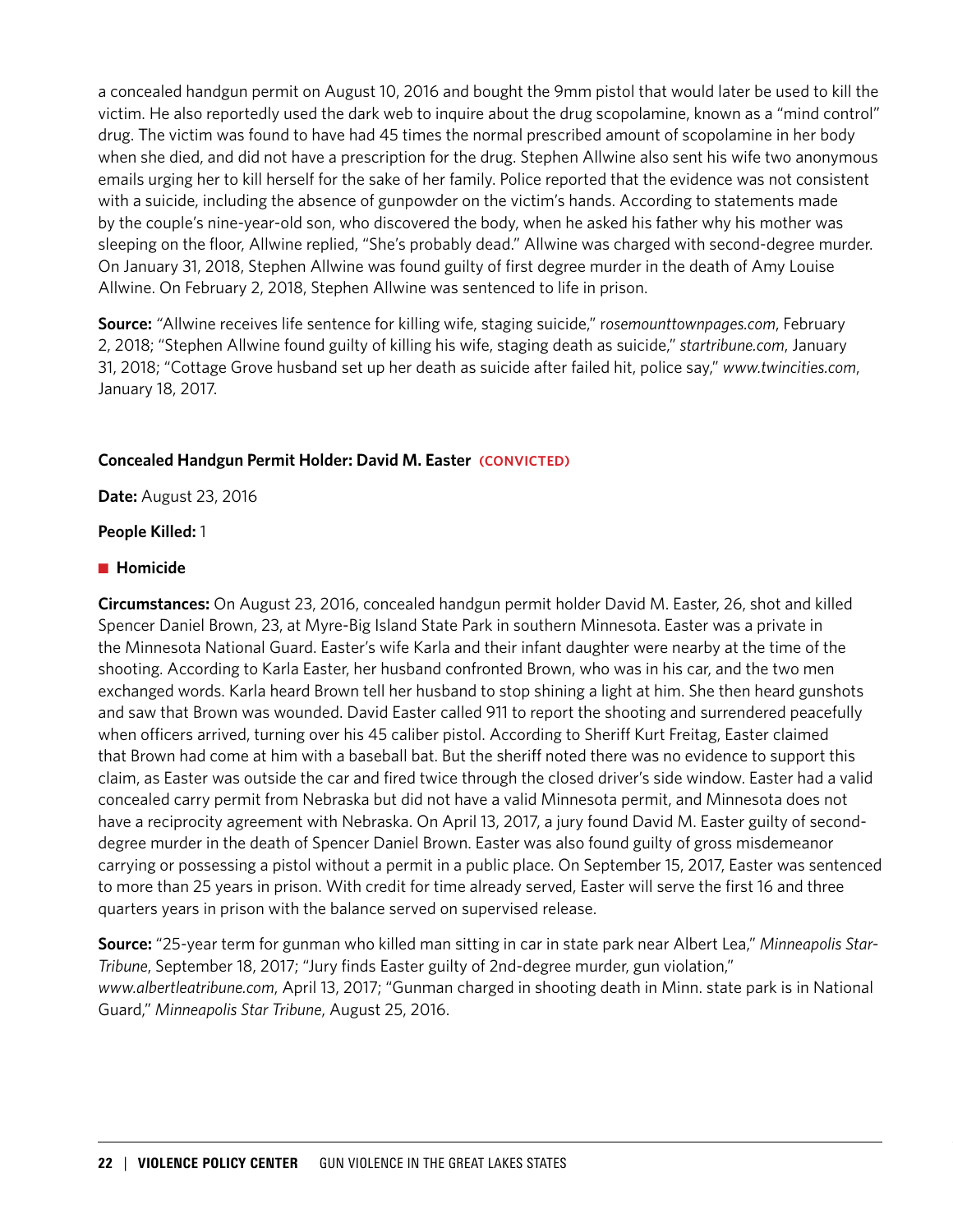a concealed handgun permit on August 10, 2016 and bought the 9mm pistol that would later be used to kill the victim. He also reportedly used the dark web to inquire about the drug scopolamine, known as a "mind control" drug. The victim was found to have had 45 times the normal prescribed amount of scopolamine in her body when she died, and did not have a prescription for the drug. Stephen Allwine also sent his wife two anonymous emails urging her to kill herself for the sake of her family. Police reported that the evidence was not consistent with a suicide, including the absence of gunpowder on the victim's hands. According to statements made by the couple's nine-year-old son, who discovered the body, when he asked his father why his mother was sleeping on the floor, Allwine replied, "She's probably dead." Allwine was charged with second-degree murder. On January 31, 2018, Stephen Allwine was found guilty of first degree murder in the death of Amy Louise Allwine. On February 2, 2018, Stephen Allwine was sentenced to life in prison.

**Source:** "Allwine receives life sentence for killing wife, staging suicide," *rosemounttownpages.com*, February 2, 2018; "Stephen Allwine found guilty of killing his wife, staging death as suicide," *startribune.com*, January 31, 2018; "Cottage Grove husband set up her death as suicide after failed hit, police say," *www.twincities.com*, January 18, 2017.

### Concealed Handgun Permit Holder: David M. Easter (CONVICTED)

**Date:** August 23, 2016

**People Killed:** 1

■ **Homicide**

**Circumstances:** On August 23, 2016, concealed handgun permit holder David M. Easter, 26, shot and killed Spencer Daniel Brown, 23, at Myre-Big Island State Park in southern Minnesota. Easter was a private in the Minnesota National Guard. Easter's wife Karla and their infant daughter were nearby at the time of the shooting. According to Karla Easter, her husband confronted Brown, who was in his car, and the two men exchanged words. Karla heard Brown tell her husband to stop shining a light at him. She then heard gunshots and saw that Brown was wounded. David Easter called 911 to report the shooting and surrendered peacefully when officers arrived, turning over his 45 caliber pistol. According to Sheriff Kurt Freitag, Easter claimed that Brown had come at him with a baseball bat. But the sheriff noted there was no evidence to support this claim, as Easter was outside the car and fired twice through the closed driver's side window. Easter had a valid concealed carry permit from Nebraska but did not have a valid Minnesota permit, and Minnesota does not have a reciprocity agreement with Nebraska. On April 13, 2017, a jury found David M. Easter guilty of second-degree murder in the death of Spencer Daniel Brown. Easter was also found guilty of gross misdemeanor carrying or possessing a pistol without a permit in a public place. On September 15, 2017, Easter was sentenced to more than 25 years in prison. With credit for time already served, Easter will serve the first 16 and three quarters years in prison with the balance served on supervised release.

**Source:** "25-year term for gunman who killed man sitting in car in state park near Albert Lea," *Minneapolis Star-Tribune*, September 18, 2017; "Jury finds Easter guilty of 2nd-degree murder, gun violation," *www.albertleatribune.com*, April 13, 2017; "Gunman charged in shooting death in Minn. state park is in National Guard," *Minneapolis Star Tribune*, August 25, 2016.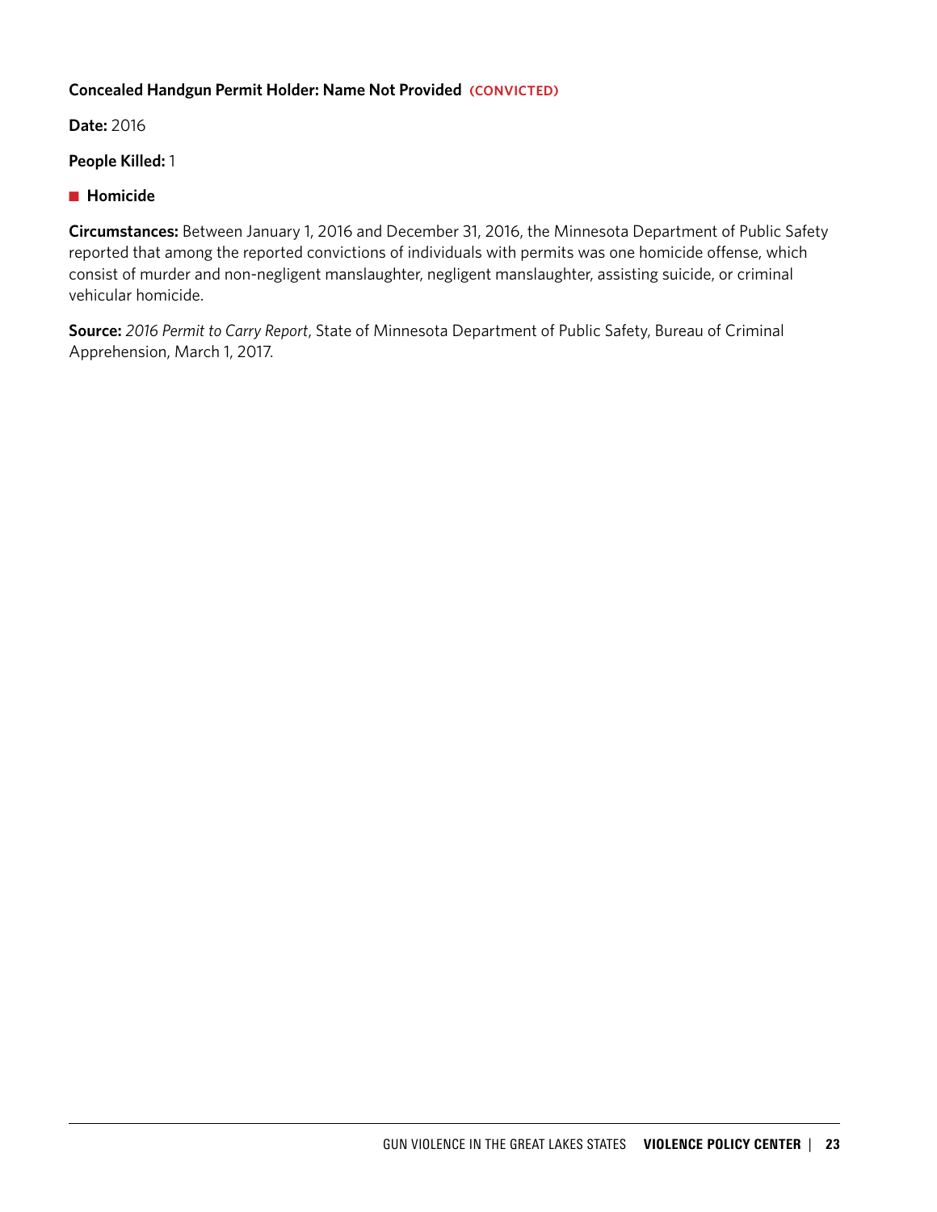**Concealed Handgun Permit Holder: Name Not Provided (CONVICTED)**

**Date:** 2016

**People Killed:** 1

- **Homicide**

**Circumstances:** Between January 1, 2016 and December 31, 2016, the Minnesota Department of Public Safety reported that among the reported convictions of individuals with permits was one homicide offense, which consist of murder and non-negligent manslaughter, negligent manslaughter, assisting suicide, or criminal vehicular homicide.

**Source:** *2016 Permit to Carry Report*, State of Minnesota Department of Public Safety, Bureau of Criminal Apprehension, March 1, 2017.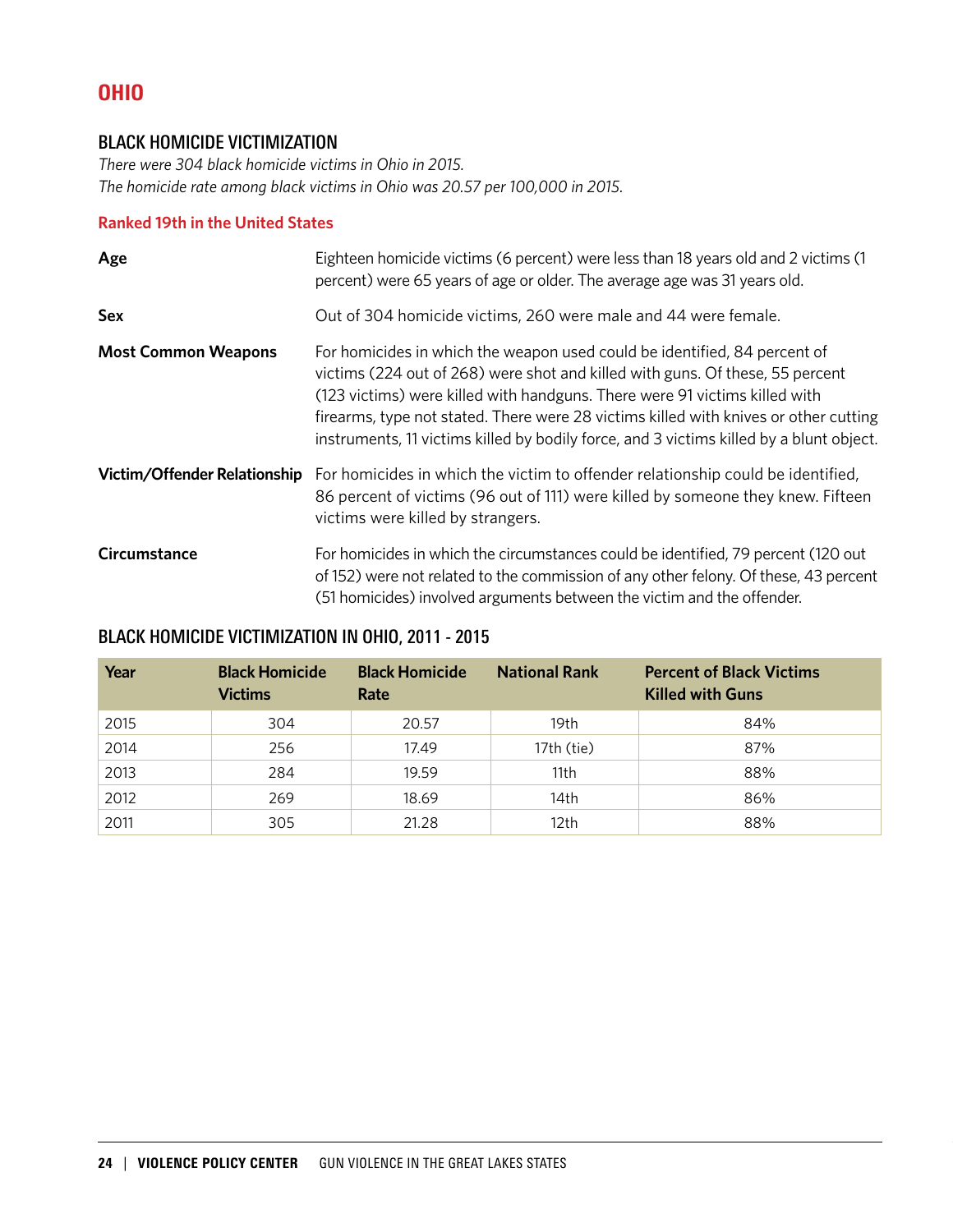# OHIO

## BLACK HOMICIDE VICTIMIZATION

*There were 304 black homicide victims in Ohio in 2015.*
*The homicide rate among black victims in Ohio was 20.57 per 100,000 in 2015.*

**Ranked 19th in the United States**

**Age**
Eighteen homicide victims (6 percent) were less than 18 years old and 2 victims (1 percent) were 65 years of age or older. The average age was 31 years old.

**Sex**
Out of 304 homicide victims, 260 were male and 44 were female.

**Most Common Weapons**
For homicides in which the weapon used could be identified, 84 percent of victims (224 out of 268) were shot and killed with guns. Of these, 55 percent (123 victims) were killed with handguns. There were 91 victims killed with firearms, type not stated. There were 28 victims killed with knives or other cutting instruments, 11 victims killed by bodily force, and 3 victims killed by a blunt object.

**Victim/Offender Relationship**
For homicides in which the victim to offender relationship could be identified, 86 percent of victims (96 out of 111) were killed by someone they knew. Fifteen victims were killed by strangers.

**Circumstance**
For homicides in which the circumstances could be identified, 79 percent (120 out of 152) were not related to the commission of any other felony. Of these, 43 percent (51 homicides) involved arguments between the victim and the offender.

## BLACK HOMICIDE VICTIMIZATION IN OHIO, 2011 - 2015

| Year | Black Homicide Victims | Black Homicide Rate | National Rank | Percent of Black Victims Killed with Guns |
|---|---|---|---|---|
| 2015 | 304 | 20.57 | 19th | 84% |
| 2014 | 256 | 17.49 | 17th (tie) | 87% |
| 2013 | 284 | 19.59 | 11th | 88% |
| 2012 | 269 | 18.69 | 14th | 86% |
| 2011 | 305 | 21.28 | 12th | 88% |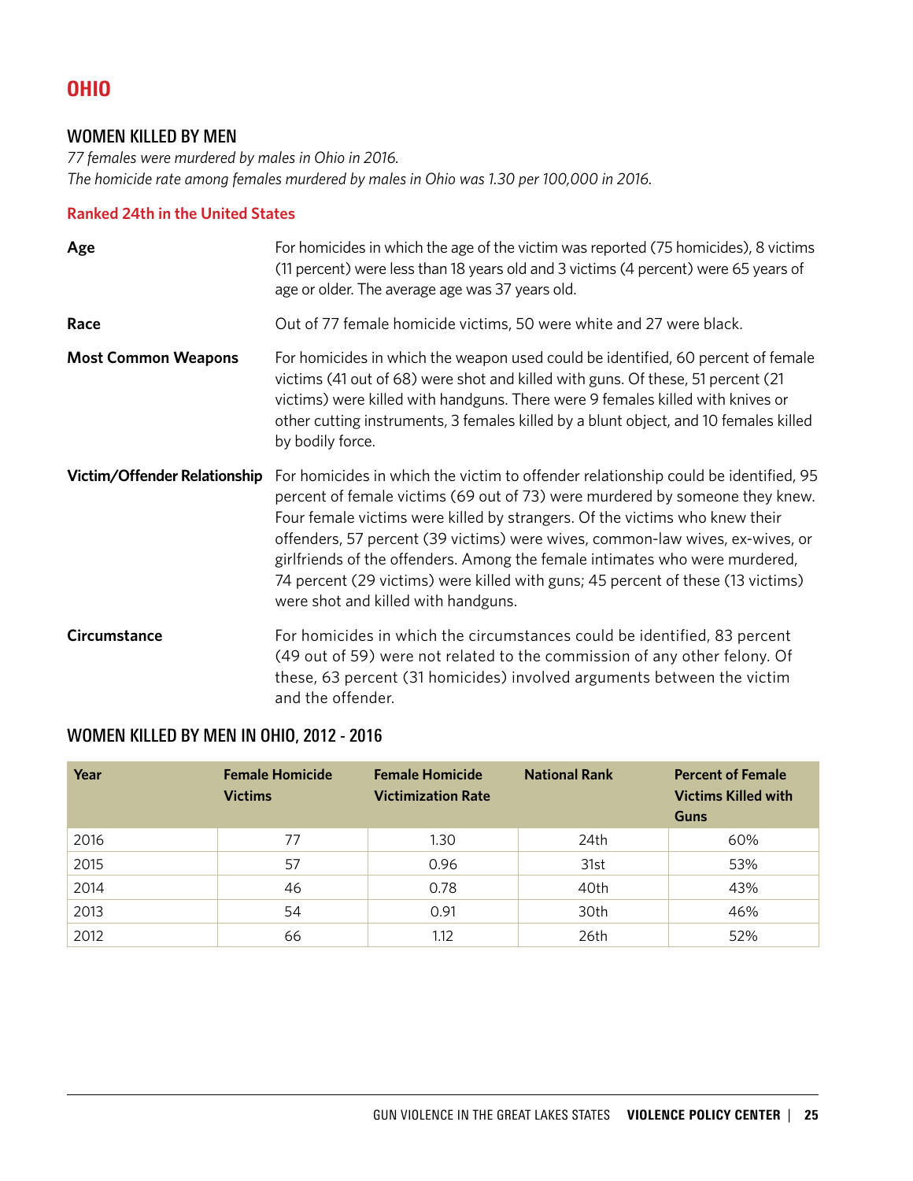# OHIO

## WOMEN KILLED BY MEN

*77 females were murdered by males in Ohio in 2016.*
*The homicide rate among females murdered by males in Ohio was 1.30 per 100,000 in 2016.*

**Ranked 24th in the United States**

**Age**
For homicides in which the age of the victim was reported (75 homicides), 8 victims (11 percent) were less than 18 years old and 3 victims (4 percent) were 65 years of age or older. The average age was 37 years old.

**Race**
Out of 77 female homicide victims, 50 were white and 27 were black.

**Most Common Weapons**
For homicides in which the weapon used could be identified, 60 percent of female victims (41 out of 68) were shot and killed with guns. Of these, 51 percent (21 victims) were killed with handguns. There were 9 females killed with knives or other cutting instruments, 3 females killed by a blunt object, and 10 females killed by bodily force.

**Victim/Offender Relationship**
For homicides in which the victim to offender relationship could be identified, 95 percent of female victims (69 out of 73) were murdered by someone they knew. Four female victims were killed by strangers. Of the victims who knew their offenders, 57 percent (39 victims) were wives, common-law wives, ex-wives, or girlfriends of the offenders. Among the female intimates who were murdered, 74 percent (29 victims) were killed with guns; 45 percent of these (13 victims) were shot and killed with handguns.

**Circumstance**
For homicides in which the circumstances could be identified, 83 percent (49 out of 59) were not related to the commission of any other felony. Of these, 63 percent (31 homicides) involved arguments between the victim and the offender.

## WOMEN KILLED BY MEN IN OHIO, 2012 - 2016

| Year | Female Homicide Victims | Female Homicide Victimization Rate | National Rank | Percent of Female Victims Killed with Guns |
|---|---|---|---|---|
| 2016 | 77 | 1.30 | 24th | 60% |
| 2015 | 57 | 0.96 | 31st | 53% |
| 2014 | 46 | 0.78 | 40th | 43% |
| 2013 | 54 | 0.91 | 30th | 46% |
| 2012 | 66 | 1.12 | 26th | 52% |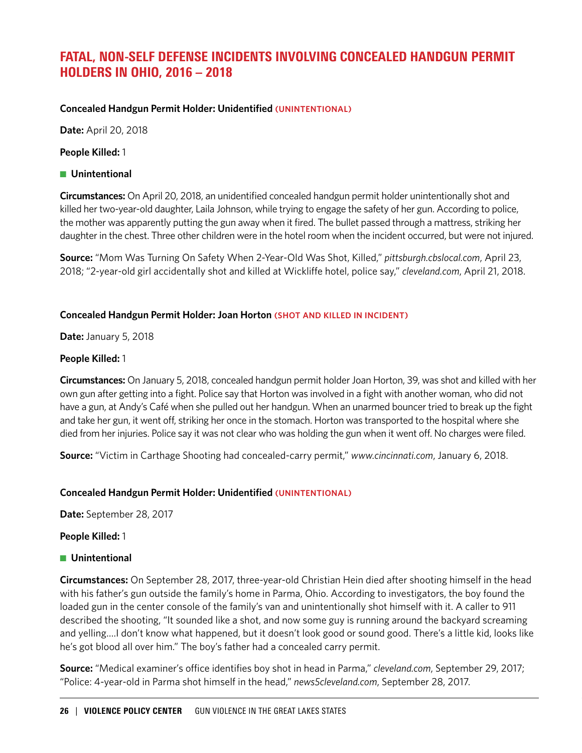## FATAL, NON-SELF DEFENSE INCIDENTS INVOLVING CONCEALED HANDGUN PERMIT HOLDERS IN OHIO, 2016 – 2018

**Concealed Handgun Permit Holder: Unidentified (UNINTENTIONAL)**

**Date:** April 20, 2018

**People Killed:** 1

- **Unintentional**

**Circumstances:** On April 20, 2018, an unidentified concealed handgun permit holder unintentionally shot and killed her two-year-old daughter, Laila Johnson, while trying to engage the safety of her gun. According to police, the mother was apparently putting the gun away when it fired. The bullet passed through a mattress, striking her daughter in the chest. Three other children were in the hotel room when the incident occurred, but were not injured.

**Source:** "Mom Was Turning On Safety When 2-Year-Old Was Shot, Killed," *pittsburgh.cbslocal.com*, April 23, 2018; "2-year-old girl accidentally shot and killed at Wickliffe hotel, police say," *cleveland.com*, April 21, 2018.

**Concealed Handgun Permit Holder: Joan Horton (SHOT AND KILLED IN INCIDENT)**

**Date:** January 5, 2018

**People Killed:** 1

**Circumstances:** On January 5, 2018, concealed handgun permit holder Joan Horton, 39, was shot and killed with her own gun after getting into a fight. Police say that Horton was involved in a fight with another woman, who did not have a gun, at Andy's Café when she pulled out her handgun. When an unarmed bouncer tried to break up the fight and take her gun, it went off, striking her once in the stomach. Horton was transported to the hospital where she died from her injuries. Police say it was not clear who was holding the gun when it went off. No charges were filed.

**Source:** "Victim in Carthage Shooting had concealed-carry permit," *www.cincinnati.com*, January 6, 2018.

**Concealed Handgun Permit Holder: Unidentified (UNINTENTIONAL)**

**Date:** September 28, 2017

**People Killed:** 1

- **Unintentional**

**Circumstances:** On September 28, 2017, three-year-old Christian Hein died after shooting himself in the head with his father's gun outside the family's home in Parma, Ohio. According to investigators, the boy found the loaded gun in the center console of the family's van and unintentionally shot himself with it. A caller to 911 described the shooting, "It sounded like a shot, and now some guy is running around the backyard screaming and yelling....I don't know what happened, but it doesn't look good or sound good. There's a little kid, looks like he's got blood all over him." The boy's father had a concealed carry permit.

**Source:** "Medical examiner's office identifies boy shot in head in Parma," *cleveland.com*, September 29, 2017; "Police: 4-year-old in Parma shot himself in the head," *news5cleveland.com*, September 28, 2017.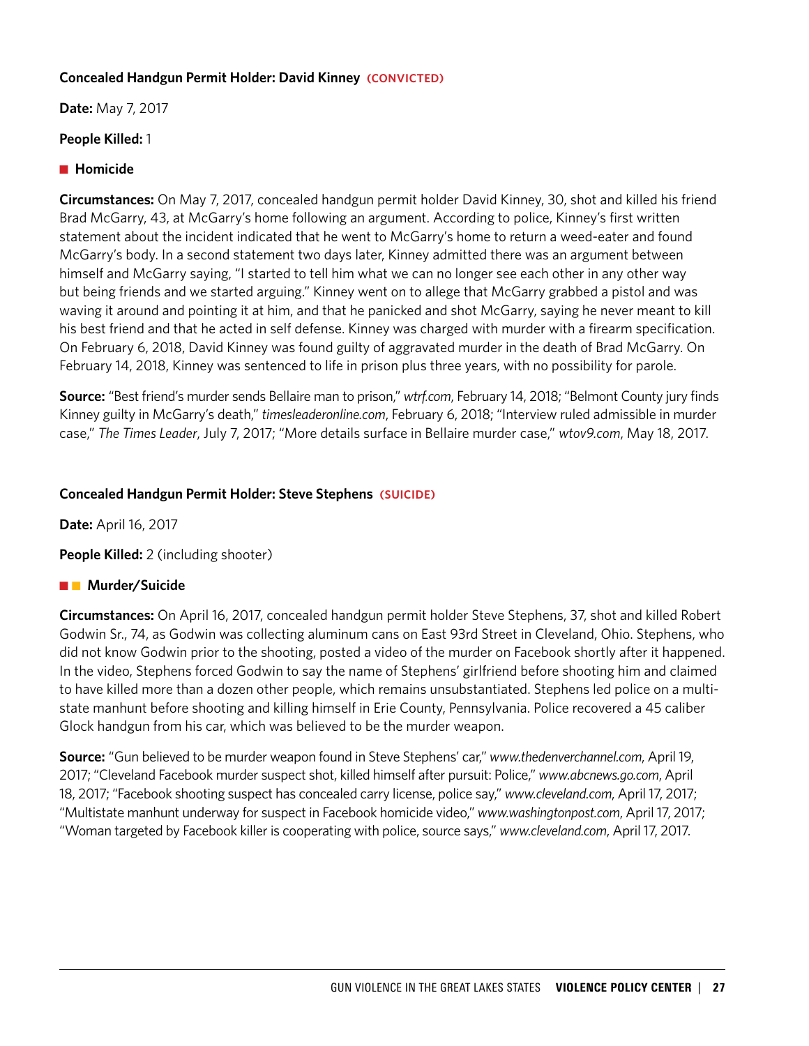**Concealed Handgun Permit Holder: David Kinney (CONVICTED)**

**Date:** May 7, 2017

**People Killed:** 1

■ **Homicide**

**Circumstances:** On May 7, 2017, concealed handgun permit holder David Kinney, 30, shot and killed his friend Brad McGarry, 43, at McGarry's home following an argument. According to police, Kinney's first written statement about the incident indicated that he went to McGarry's home to return a weed-eater and found McGarry's body. In a second statement two days later, Kinney admitted there was an argument between himself and McGarry saying, "I started to tell him what we can no longer see each other in any other way but being friends and we started arguing." Kinney went on to allege that McGarry grabbed a pistol and was waving it around and pointing it at him, and that he panicked and shot McGarry, saying he never meant to kill his best friend and that he acted in self defense. Kinney was charged with murder with a firearm specification. On February 6, 2018, David Kinney was found guilty of aggravated murder in the death of Brad McGarry. On February 14, 2018, Kinney was sentenced to life in prison plus three years, with no possibility for parole.

**Source:** "Best friend's murder sends Bellaire man to prison," *wtrf.com*, February 14, 2018; "Belmont County jury finds Kinney guilty in McGarry's death," *timesleaderonline.com*, February 6, 2018; "Interview ruled admissible in murder case," *The Times Leader*, July 7, 2017; "More details surface in Bellaire murder case," *wtov9.com*, May 18, 2017.

**Concealed Handgun Permit Holder: Steve Stephens (SUICIDE)**

**Date:** April 16, 2017

**People Killed:** 2 (including shooter)

■ ■ **Murder/Suicide**

**Circumstances:** On April 16, 2017, concealed handgun permit holder Steve Stephens, 37, shot and killed Robert Godwin Sr., 74, as Godwin was collecting aluminum cans on East 93rd Street in Cleveland, Ohio. Stephens, who did not know Godwin prior to the shooting, posted a video of the murder on Facebook shortly after it happened. In the video, Stephens forced Godwin to say the name of Stephens' girlfriend before shooting him and claimed to have killed more than a dozen other people, which remains unsubstantiated. Stephens led police on a multi-state manhunt before shooting and killing himself in Erie County, Pennsylvania. Police recovered a 45 caliber Glock handgun from his car, which was believed to be the murder weapon.

**Source:** "Gun believed to be murder weapon found in Steve Stephens' car," *www.thedenverchannel.com*, April 19, 2017; "Cleveland Facebook murder suspect shot, killed himself after pursuit: Police," *www.abcnews.go.com*, April 18, 2017; "Facebook shooting suspect has concealed carry license, police say," *www.cleveland.com*, April 17, 2017; "Multistate manhunt underway for suspect in Facebook homicide video," *www.washingtonpost.com*, April 17, 2017; "Woman targeted by Facebook killer is cooperating with police, source says," *www.cleveland.com*, April 17, 2017.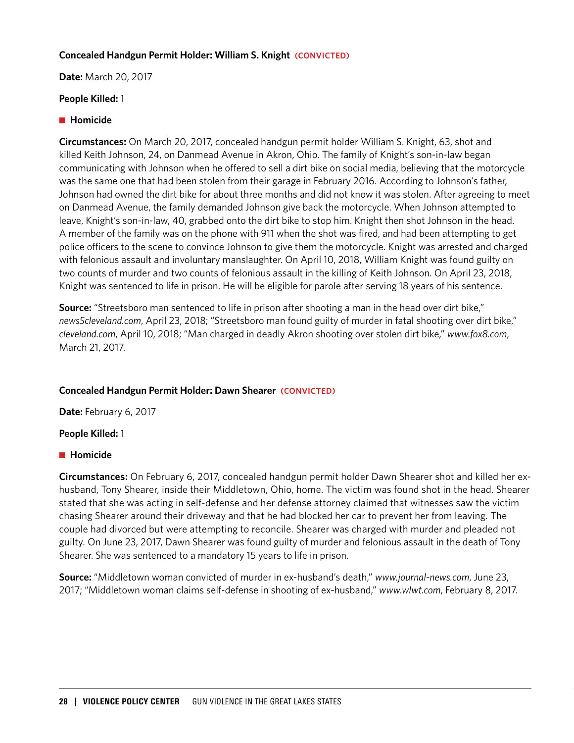### Concealed Handgun Permit Holder: William S. Knight (CONVICTED)

**Date:** March 20, 2017

**People Killed:** 1

■ **Homicide**

**Circumstances:** On March 20, 2017, concealed handgun permit holder William S. Knight, 63, shot and killed Keith Johnson, 24, on Danmead Avenue in Akron, Ohio. The family of Knight's son-in-law began communicating with Johnson when he offered to sell a dirt bike on social media, believing that the motorcycle was the same one that had been stolen from their garage in February 2016. According to Johnson's father, Johnson had owned the dirt bike for about three months and did not know it was stolen. After agreeing to meet on Danmead Avenue, the family demanded Johnson give back the motorcycle. When Johnson attempted to leave, Knight's son-in-law, 40, grabbed onto the dirt bike to stop him. Knight then shot Johnson in the head. A member of the family was on the phone with 911 when the shot was fired, and had been attempting to get police officers to the scene to convince Johnson to give them the motorcycle. Knight was arrested and charged with felonious assault and involuntary manslaughter. On April 10, 2018, William Knight was found guilty on two counts of murder and two counts of felonious assault in the killing of Keith Johnson. On April 23, 2018, Knight was sentenced to life in prison. He will be eligible for parole after serving 18 years of his sentence.

**Source:** "Streetsboro man sentenced to life in prison after shooting a man in the head over dirt bike," *news5cleveland.com*, April 23, 2018; "Streetsboro man found guilty of murder in fatal shooting over dirt bike," *cleveland.com*, April 10, 2018; "Man charged in deadly Akron shooting over stolen dirt bike," *www.fox8.com*, March 21, 2017.

### Concealed Handgun Permit Holder: Dawn Shearer (CONVICTED)

**Date:** February 6, 2017

**People Killed:** 1

■ **Homicide**

**Circumstances:** On February 6, 2017, concealed handgun permit holder Dawn Shearer shot and killed her ex-husband, Tony Shearer, inside their Middletown, Ohio, home. The victim was found shot in the head. Shearer stated that she was acting in self-defense and her defense attorney claimed that witnesses saw the victim chasing Shearer around their driveway and that he had blocked her car to prevent her from leaving. The couple had divorced but were attempting to reconcile. Shearer was charged with murder and pleaded not guilty. On June 23, 2017, Dawn Shearer was found guilty of murder and felonious assault in the death of Tony Shearer. She was sentenced to a mandatory 15 years to life in prison.

**Source:** "Middletown woman convicted of murder in ex-husband's death," *www.journal-news.com*, June 23, 2017; "Middletown woman claims self-defense in shooting of ex-husband," *www.wlwt.com*, February 8, 2017.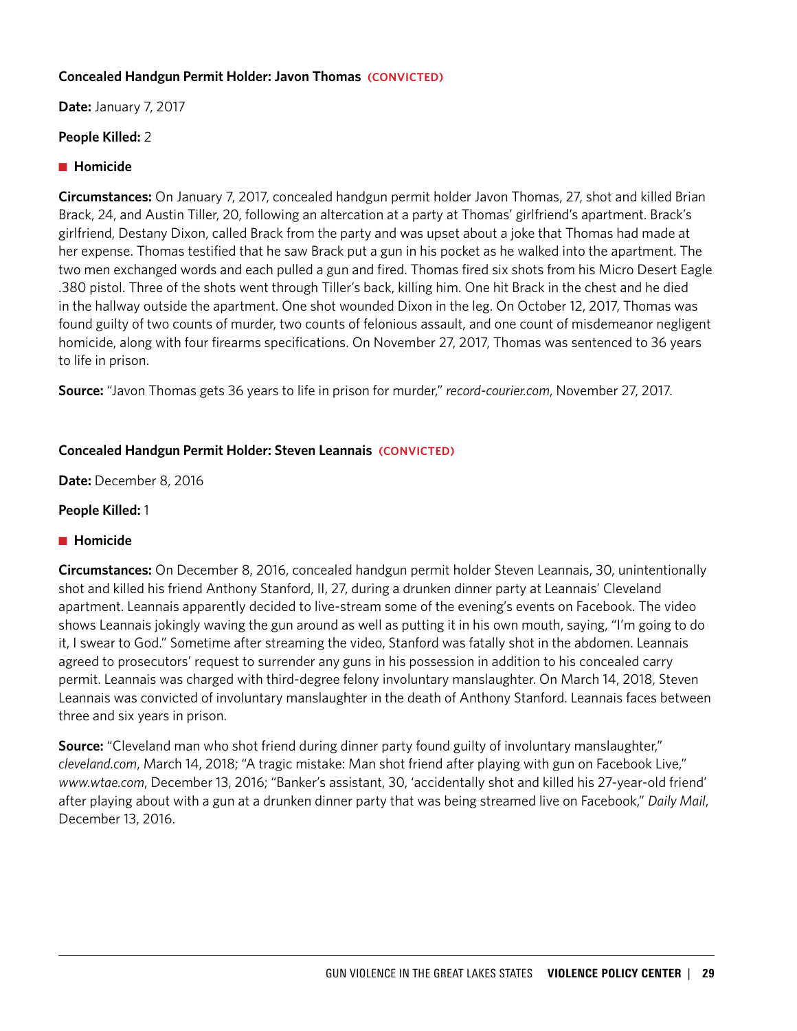**Concealed Handgun Permit Holder: Javon Thomas (CONVICTED)**

**Date:** January 7, 2017

**People Killed:** 2

■ **Homicide**

**Circumstances:** On January 7, 2017, concealed handgun permit holder Javon Thomas, 27, shot and killed Brian Brack, 24, and Austin Tiller, 20, following an altercation at a party at Thomas' girlfriend's apartment. Brack's girlfriend, Destany Dixon, called Brack from the party and was upset about a joke that Thomas had made at her expense. Thomas testified that he saw Brack put a gun in his pocket as he walked into the apartment. The two men exchanged words and each pulled a gun and fired. Thomas fired six shots from his Micro Desert Eagle .380 pistol. Three of the shots went through Tiller's back, killing him. One hit Brack in the chest and he died in the hallway outside the apartment. One shot wounded Dixon in the leg. On October 12, 2017, Thomas was found guilty of two counts of murder, two counts of felonious assault, and one count of misdemeanor negligent homicide, along with four firearms specifications. On November 27, 2017, Thomas was sentenced to 36 years to life in prison.

**Source:** "Javon Thomas gets 36 years to life in prison for murder," *record-courier.com*, November 27, 2017.

**Concealed Handgun Permit Holder: Steven Leannais (CONVICTED)**

**Date:** December 8, 2016

**People Killed:** 1

■ **Homicide**

**Circumstances:** On December 8, 2016, concealed handgun permit holder Steven Leannais, 30, unintentionally shot and killed his friend Anthony Stanford, II, 27, during a drunken dinner party at Leannais' Cleveland apartment. Leannais apparently decided to live-stream some of the evening's events on Facebook. The video shows Leannais jokingly waving the gun around as well as putting it in his own mouth, saying, "I'm going to do it, I swear to God." Sometime after streaming the video, Stanford was fatally shot in the abdomen. Leannais agreed to prosecutors' request to surrender any guns in his possession in addition to his concealed carry permit. Leannais was charged with third-degree felony involuntary manslaughter. On March 14, 2018, Steven Leannais was convicted of involuntary manslaughter in the death of Anthony Stanford. Leannais faces between three and six years in prison.

**Source:** "Cleveland man who shot friend during dinner party found guilty of involuntary manslaughter," *cleveland.com*, March 14, 2018; "A tragic mistake: Man shot friend after playing with gun on Facebook Live," *www.wtae.com*, December 13, 2016; "Banker's assistant, 30, 'accidentally shot and killed his 27-year-old friend' after playing about with a gun at a drunken dinner party that was being streamed live on Facebook," *Daily Mail*, December 13, 2016.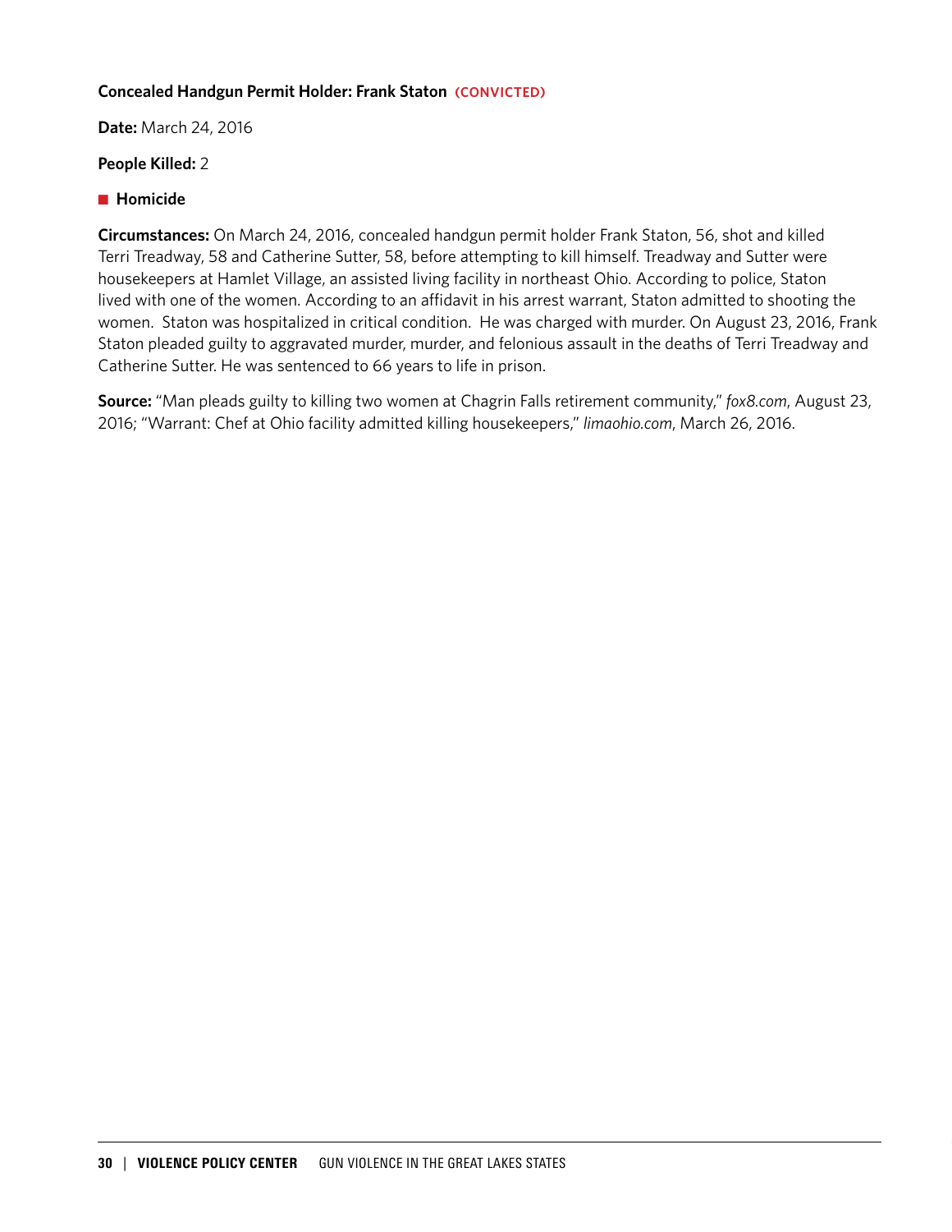**Concealed Handgun Permit Holder: Frank Staton** **(CONVICTED)**

**Date:** March 24, 2016

**People Killed:** 2

■ **Homicide**

**Circumstances:** On March 24, 2016, concealed handgun permit holder Frank Staton, 56, shot and killed Terri Treadway, 58 and Catherine Sutter, 58, before attempting to kill himself. Treadway and Sutter were housekeepers at Hamlet Village, an assisted living facility in northeast Ohio. According to police, Staton lived with one of the women. According to an affidavit in his arrest warrant, Staton admitted to shooting the women. Staton was hospitalized in critical condition. He was charged with murder. On August 23, 2016, Frank Staton pleaded guilty to aggravated murder, murder, and felonious assault in the deaths of Terri Treadway and Catherine Sutter. He was sentenced to 66 years to life in prison.

**Source:** "Man pleads guilty to killing two women at Chagrin Falls retirement community," *fox8.com*, August 23, 2016; "Warrant: Chef at Ohio facility admitted killing housekeepers," *limaohio.com*, March 26, 2016.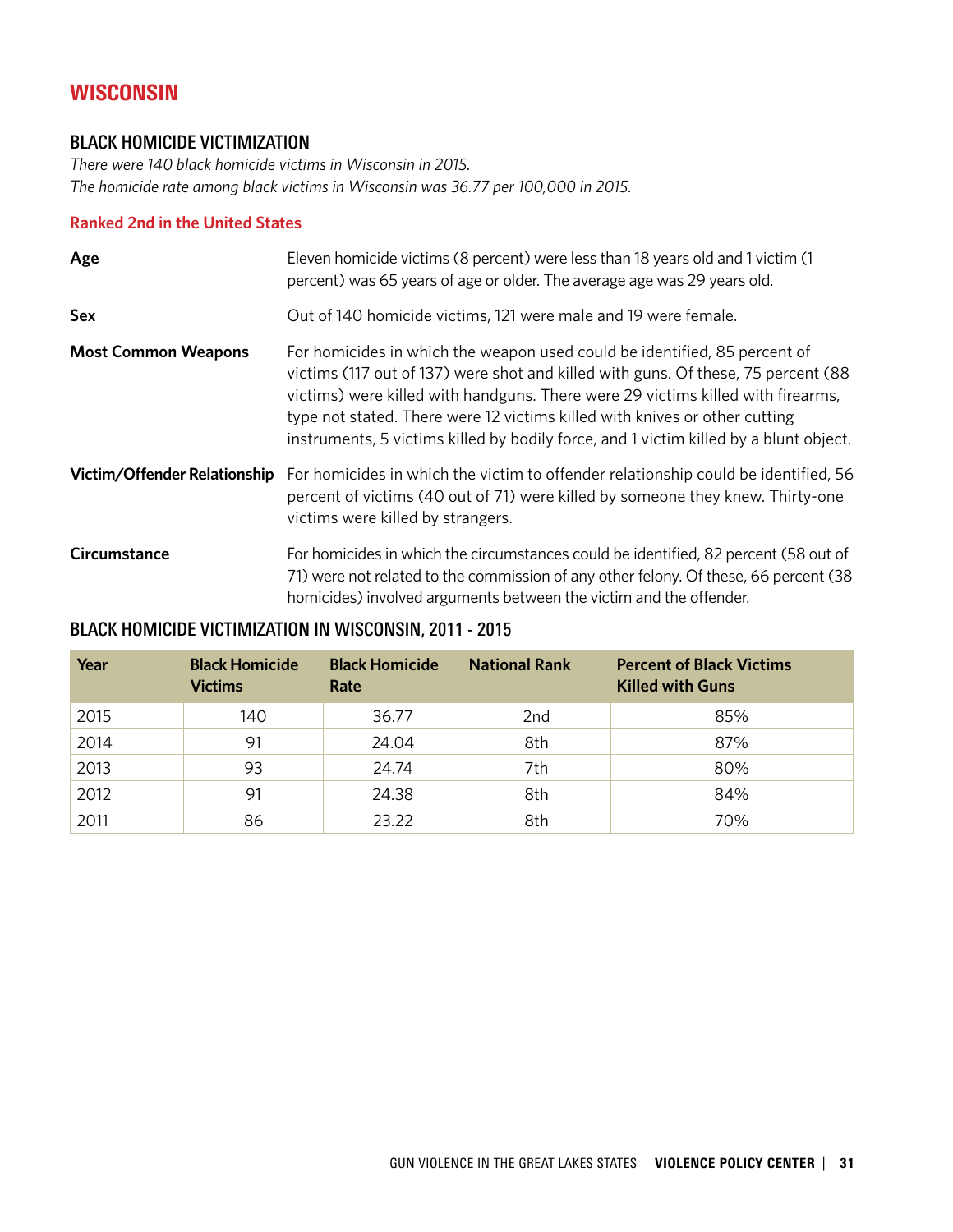# WISCONSIN

## BLACK HOMICIDE VICTIMIZATION

*There were 140 black homicide victims in Wisconsin in 2015.*
*The homicide rate among black victims in Wisconsin was 36.77 per 100,000 in 2015.*

**Ranked 2nd in the United States**

**Age** — Eleven homicide victims (8 percent) were less than 18 years old and 1 victim (1 percent) was 65 years of age or older. The average age was 29 years old.

**Sex** — Out of 140 homicide victims, 121 were male and 19 were female.

**Most Common Weapons** — For homicides in which the weapon used could be identified, 85 percent of victims (117 out of 137) were shot and killed with guns. Of these, 75 percent (88 victims) were killed with handguns. There were 29 victims killed with firearms, type not stated. There were 12 victims killed with knives or other cutting instruments, 5 victims killed by bodily force, and 1 victim killed by a blunt object.

**Victim/Offender Relationship** — For homicides in which the victim to offender relationship could be identified, 56 percent of victims (40 out of 71) were killed by someone they knew. Thirty-one victims were killed by strangers.

**Circumstance** — For homicides in which the circumstances could be identified, 82 percent (58 out of 71) were not related to the commission of any other felony. Of these, 66 percent (38 homicides) involved arguments between the victim and the offender.

## BLACK HOMICIDE VICTIMIZATION IN WISCONSIN, 2011 - 2015

| Year | Black Homicide Victims | Black Homicide Rate | National Rank | Percent of Black Victims Killed with Guns |
|---|---|---|---|---|
| 2015 | 140 | 36.77 | 2nd | 85% |
| 2014 | 91 | 24.04 | 8th | 87% |
| 2013 | 93 | 24.74 | 7th | 80% |
| 2012 | 91 | 24.38 | 8th | 84% |
| 2011 | 86 | 23.22 | 8th | 70% |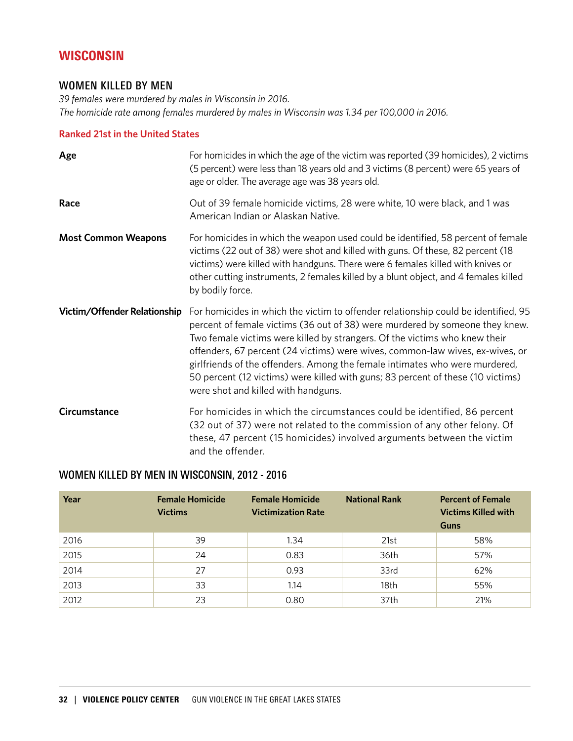# WISCONSIN

## WOMEN KILLED BY MEN

*39 females were murdered by males in Wisconsin in 2016.*
*The homicide rate among females murdered by males in Wisconsin was 1.34 per 100,000 in 2016.*

**Ranked 21st in the United States**

**Age**
For homicides in which the age of the victim was reported (39 homicides), 2 victims (5 percent) were less than 18 years old and 3 victims (8 percent) were 65 years of age or older. The average age was 38 years old.

**Race**
Out of 39 female homicide victims, 28 were white, 10 were black, and 1 was American Indian or Alaskan Native.

**Most Common Weapons**
For homicides in which the weapon used could be identified, 58 percent of female victims (22 out of 38) were shot and killed with guns. Of these, 82 percent (18 victims) were killed with handguns. There were 6 females killed with knives or other cutting instruments, 2 females killed by a blunt object, and 4 females killed by bodily force.

**Victim/Offender Relationship**
For homicides in which the victim to offender relationship could be identified, 95 percent of female victims (36 out of 38) were murdered by someone they knew. Two female victims were killed by strangers. Of the victims who knew their offenders, 67 percent (24 victims) were wives, common-law wives, ex-wives, or girlfriends of the offenders. Among the female intimates who were murdered, 50 percent (12 victims) were killed with guns; 83 percent of these (10 victims) were shot and killed with handguns.

**Circumstance**
For homicides in which the circumstances could be identified, 86 percent (32 out of 37) were not related to the commission of any other felony. Of these, 47 percent (15 homicides) involved arguments between the victim and the offender.

## WOMEN KILLED BY MEN IN WISCONSIN, 2012 - 2016

| Year | Female Homicide Victims | Female Homicide Victimization Rate | National Rank | Percent of Female Victims Killed with Guns |
|---|---|---|---|---|
| 2016 | 39 | 1.34 | 21st | 58% |
| 2015 | 24 | 0.83 | 36th | 57% |
| 2014 | 27 | 0.93 | 33rd | 62% |
| 2013 | 33 | 1.14 | 18th | 55% |
| 2012 | 23 | 0.80 | 37th | 21% |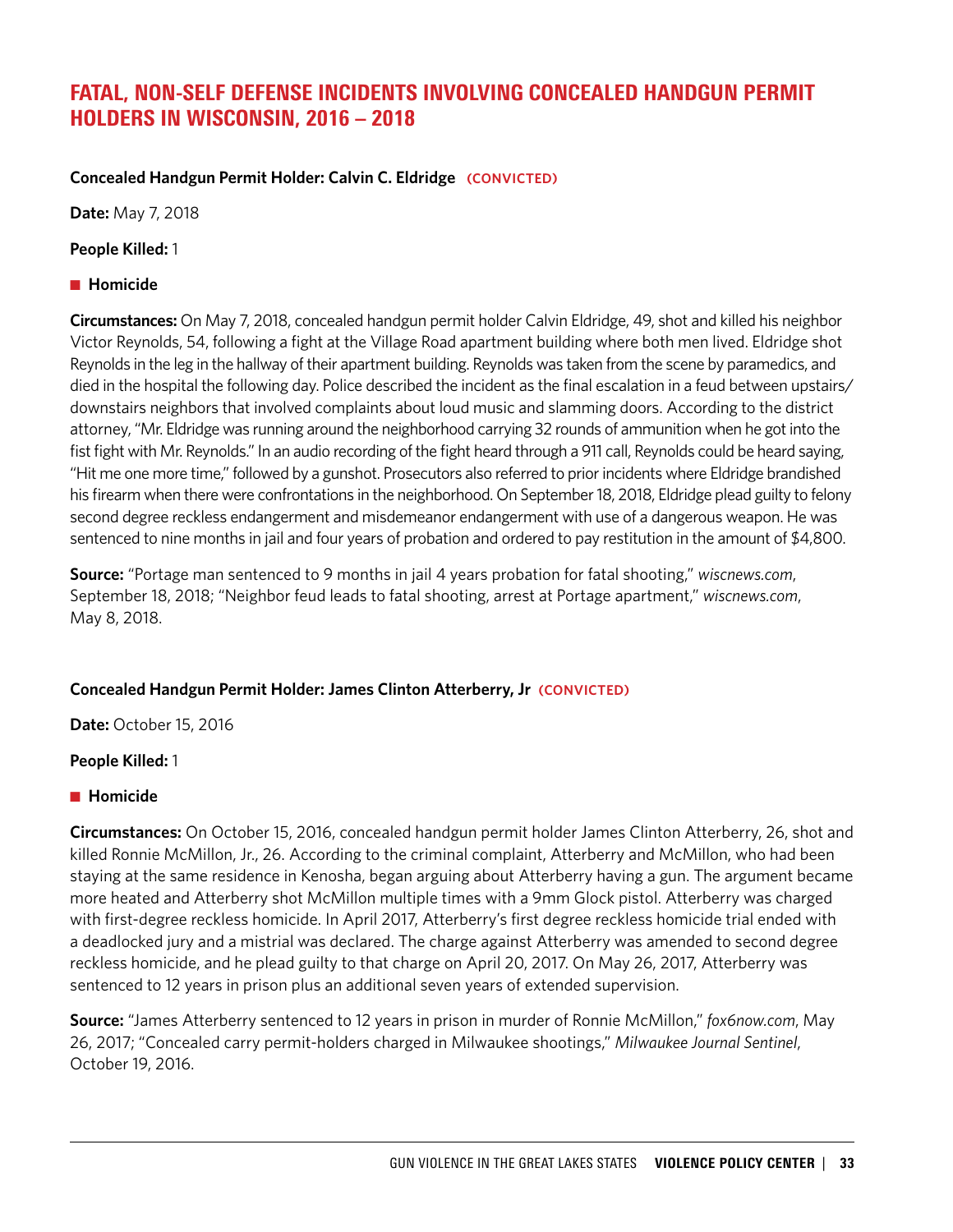## FATAL, NON-SELF DEFENSE INCIDENTS INVOLVING CONCEALED HANDGUN PERMIT HOLDERS IN WISCONSIN, 2016 – 2018

**Concealed Handgun Permit Holder: Calvin C. Eldridge (CONVICTED)**

**Date:** May 7, 2018

**People Killed:** 1

- **Homicide**

**Circumstances:** On May 7, 2018, concealed handgun permit holder Calvin Eldridge, 49, shot and killed his neighbor Victor Reynolds, 54, following a fight at the Village Road apartment building where both men lived. Eldridge shot Reynolds in the leg in the hallway of their apartment building. Reynolds was taken from the scene by paramedics, and died in the hospital the following day. Police described the incident as the final escalation in a feud between upstairs/downstairs neighbors that involved complaints about loud music and slamming doors. According to the district attorney, "Mr. Eldridge was running around the neighborhood carrying 32 rounds of ammunition when he got into the fist fight with Mr. Reynolds." In an audio recording of the fight heard through a 911 call, Reynolds could be heard saying, "Hit me one more time," followed by a gunshot. Prosecutors also referred to prior incidents where Eldridge brandished his firearm when there were confrontations in the neighborhood. On September 18, 2018, Eldridge plead guilty to felony second degree reckless endangerment and misdemeanor endangerment with use of a dangerous weapon. He was sentenced to nine months in jail and four years of probation and ordered to pay restitution in the amount of $4,800.

**Source:** "Portage man sentenced to 9 months in jail 4 years probation for fatal shooting," *wiscnews.com*, September 18, 2018; "Neighbor feud leads to fatal shooting, arrest at Portage apartment," *wiscnews.com*, May 8, 2018.

**Concealed Handgun Permit Holder: James Clinton Atterberry, Jr (CONVICTED)**

**Date:** October 15, 2016

**People Killed:** 1

- **Homicide**

**Circumstances:** On October 15, 2016, concealed handgun permit holder James Clinton Atterberry, 26, shot and killed Ronnie McMillon, Jr., 26. According to the criminal complaint, Atterberry and McMillon, who had been staying at the same residence in Kenosha, began arguing about Atterberry having a gun. The argument became more heated and Atterberry shot McMillon multiple times with a 9mm Glock pistol. Atterberry was charged with first-degree reckless homicide. In April 2017, Atterberry's first degree reckless homicide trial ended with a deadlocked jury and a mistrial was declared. The charge against Atterberry was amended to second degree reckless homicide, and he plead guilty to that charge on April 20, 2017. On May 26, 2017, Atterberry was sentenced to 12 years in prison plus an additional seven years of extended supervision.

**Source:** "James Atterberry sentenced to 12 years in prison in murder of Ronnie McMillon," *fox6now.com*, May 26, 2017; "Concealed carry permit-holders charged in Milwaukee shootings," *Milwaukee Journal Sentinel*, October 19, 2016.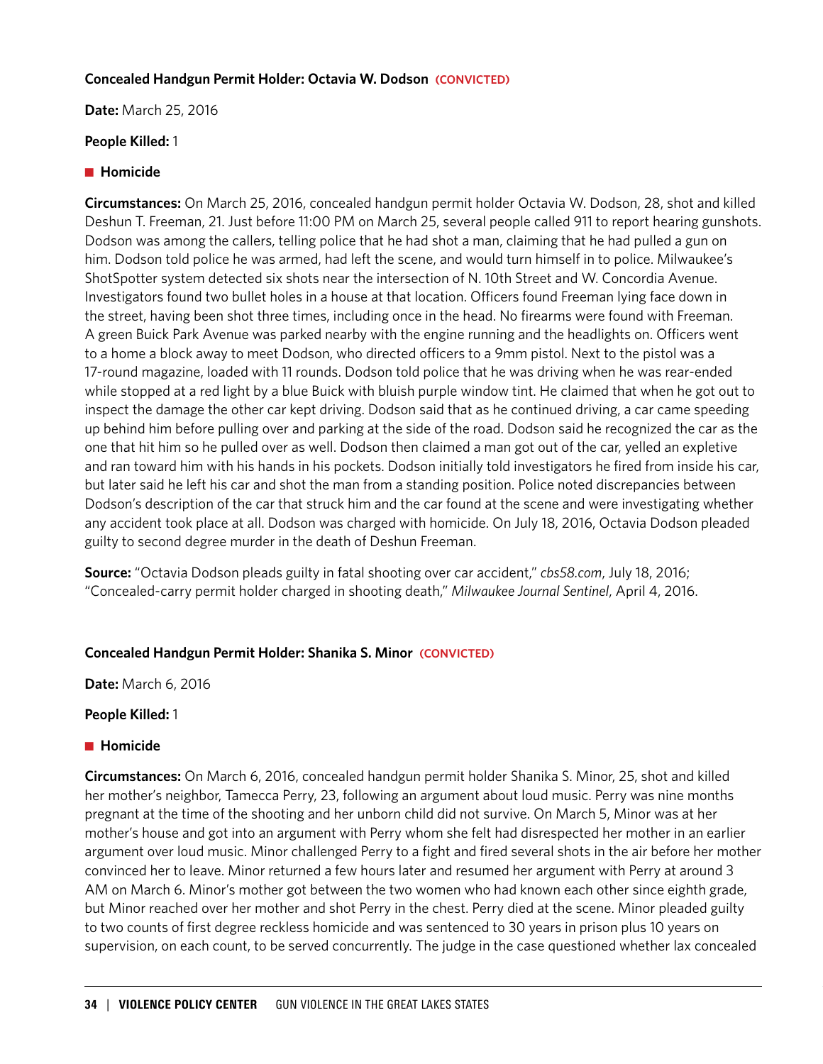**Concealed Handgun Permit Holder: Octavia W. Dodson (CONVICTED)**

**Date:** March 25, 2016

**People Killed:** 1

■ **Homicide**

**Circumstances:** On March 25, 2016, concealed handgun permit holder Octavia W. Dodson, 28, shot and killed Deshun T. Freeman, 21. Just before 11:00 PM on March 25, several people called 911 to report hearing gunshots. Dodson was among the callers, telling police that he had shot a man, claiming that he had pulled a gun on him. Dodson told police he was armed, had left the scene, and would turn himself in to police. Milwaukee's ShotSpotter system detected six shots near the intersection of N. 10th Street and W. Concordia Avenue. Investigators found two bullet holes in a house at that location. Officers found Freeman lying face down in the street, having been shot three times, including once in the head. No firearms were found with Freeman. A green Buick Park Avenue was parked nearby with the engine running and the headlights on. Officers went to a home a block away to meet Dodson, who directed officers to a 9mm pistol. Next to the pistol was a 17-round magazine, loaded with 11 rounds. Dodson told police that he was driving when he was rear-ended while stopped at a red light by a blue Buick with bluish purple window tint. He claimed that when he got out to inspect the damage the other car kept driving. Dodson said that as he continued driving, a car came speeding up behind him before pulling over and parking at the side of the road. Dodson said he recognized the car as the one that hit him so he pulled over as well. Dodson then claimed a man got out of the car, yelled an expletive and ran toward him with his hands in his pockets. Dodson initially told investigators he fired from inside his car, but later said he left his car and shot the man from a standing position. Police noted discrepancies between Dodson's description of the car that struck him and the car found at the scene and were investigating whether any accident took place at all. Dodson was charged with homicide. On July 18, 2016, Octavia Dodson pleaded guilty to second degree murder in the death of Deshun Freeman.

**Source:** "Octavia Dodson pleads guilty in fatal shooting over car accident," *cbs58.com*, July 18, 2016; "Concealed-carry permit holder charged in shooting death," *Milwaukee Journal Sentinel*, April 4, 2016.

**Concealed Handgun Permit Holder: Shanika S. Minor (CONVICTED)**

**Date:** March 6, 2016

**People Killed:** 1

■ **Homicide**

**Circumstances:** On March 6, 2016, concealed handgun permit holder Shanika S. Minor, 25, shot and killed her mother's neighbor, Tamecca Perry, 23, following an argument about loud music. Perry was nine months pregnant at the time of the shooting and her unborn child did not survive. On March 5, Minor was at her mother's house and got into an argument with Perry whom she felt had disrespected her mother in an earlier argument over loud music. Minor challenged Perry to a fight and fired several shots in the air before her mother convinced her to leave. Minor returned a few hours later and resumed her argument with Perry at around 3 AM on March 6. Minor's mother got between the two women who had known each other since eighth grade, but Minor reached over her mother and shot Perry in the chest. Perry died at the scene. Minor pleaded guilty to two counts of first degree reckless homicide and was sentenced to 30 years in prison plus 10 years on supervision, on each count, to be served concurrently. The judge in the case questioned whether lax concealed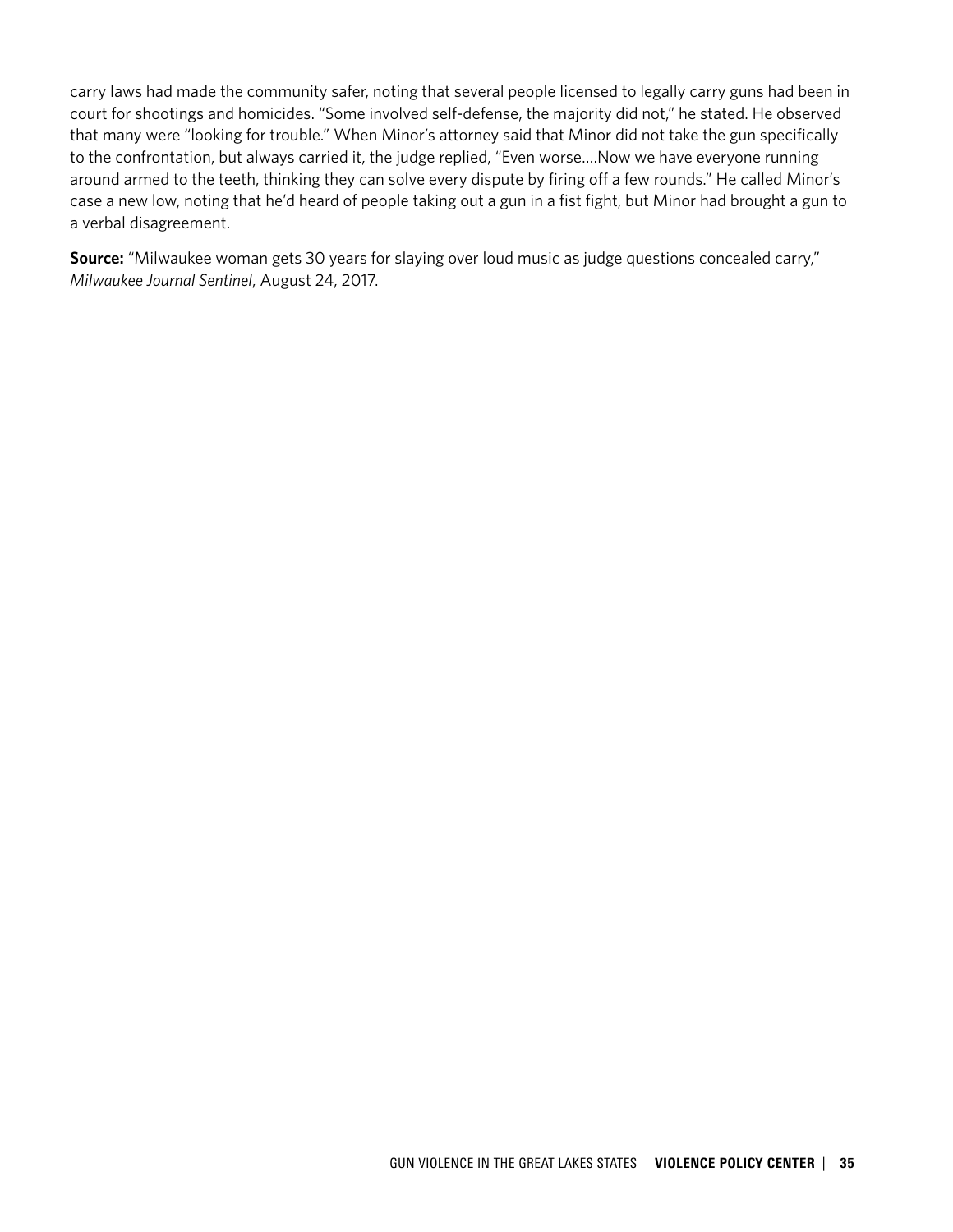carry laws had made the community safer, noting that several people licensed to legally carry guns had been in court for shootings and homicides. "Some involved self-defense, the majority did not," he stated. He observed that many were "looking for trouble." When Minor's attorney said that Minor did not take the gun specifically to the confrontation, but always carried it, the judge replied, "Even worse....Now we have everyone running around armed to the teeth, thinking they can solve every dispute by firing off a few rounds." He called Minor's case a new low, noting that he'd heard of people taking out a gun in a fist fight, but Minor had brought a gun to a verbal disagreement.

**Source:** "Milwaukee woman gets 30 years for slaying over loud music as judge questions concealed carry," *Milwaukee Journal Sentinel*, August 24, 2017.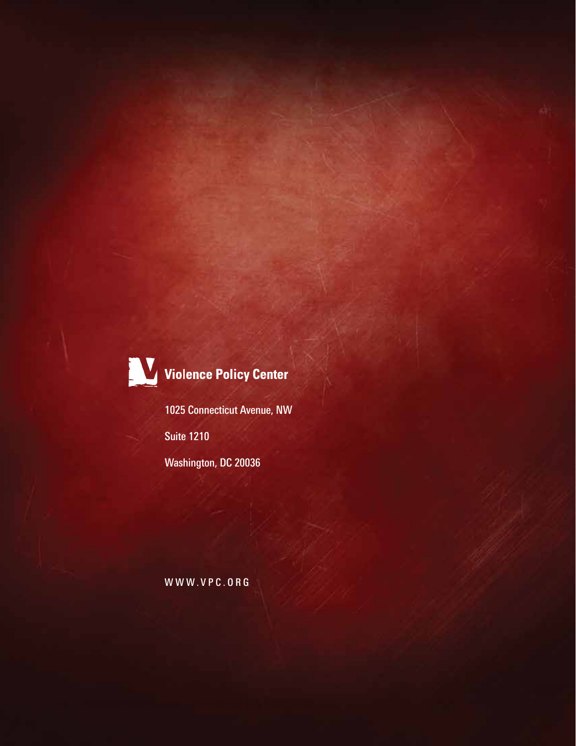**Violence Policy Center**

1025 Connecticut Avenue, NW

Suite 1210

Washington, DC 20036

WWW.VPC.ORG